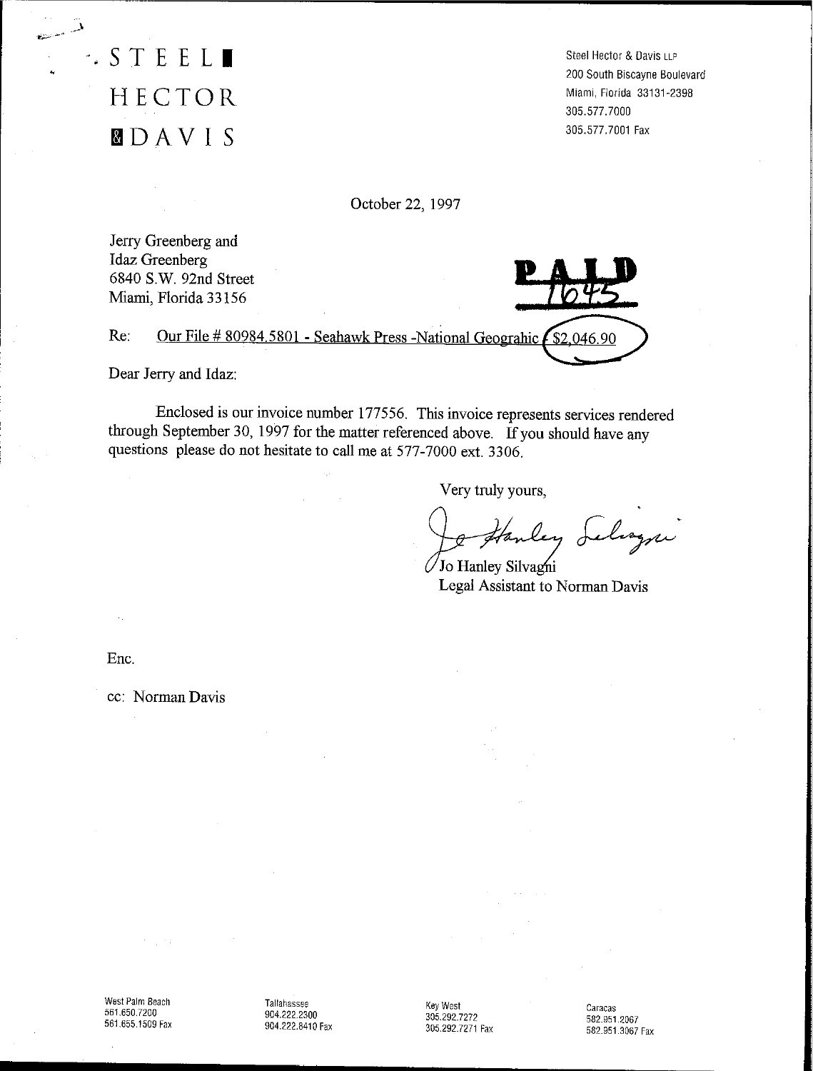STEEL HECTOR & DAVIS

Steel Hector & Davis LLP
200 South Biscayne Boulevard
Miami, Florida 33131-2398
305.577.7000
305.577.7001 Fax

October 22, 1997

Jerry Greenberg and
Idaz Greenberg
6840 S.W. 92nd Street
Miami, Florida 33156

**PAID**
1645

Re: Our File # 80984.5801 - Seahawk Press -National Geograhic $2,046.90

Dear Jerry and Idaz:

Enclosed is our invoice number 177556. This invoice represents services rendered through September 30, 1997 for the matter referenced above. If you should have any questions please do not hesitate to call me at 577-7000 ext. 3306.

Very truly yours,

Jo Hanley Silvagni
Legal Assistant to Norman Davis

Enc.

cc: Norman Davis

West Palm Beach
561.650.7200
561.655.1509 Fax

Tallahassee
904.222.2300
904.222.8410 Fax

Key West
305.292.7272
305.292.7271 Fax

Caracas
582.951.2067
582.951.3067 Fax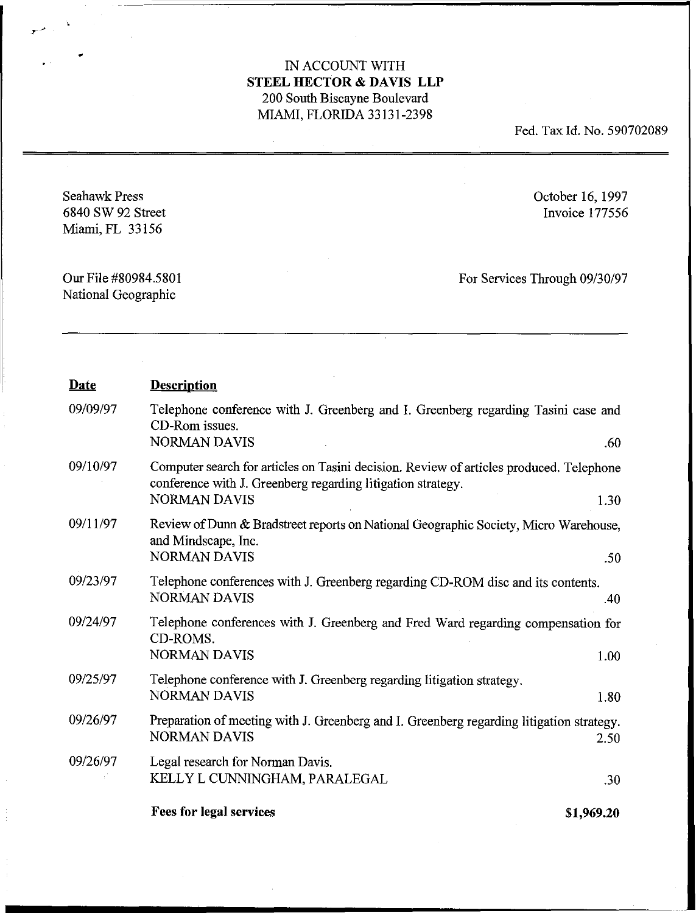IN ACCOUNT WITH
**STEEL HECTOR & DAVIS LLP**
200 South Biscayne Boulevard
MIAMI, FLORIDA 33131-2398

Fed. Tax Id. No. 590702089

Seahawk Press
6840 SW 92 Street
Miami, FL 33156

October 16, 1997
Invoice 177556

Our File #80984.5801
National Geographic

For Services Through 09/30/97

| Date | Description | |
|---|---|---|
| 09/09/97 | Telephone conference with J. Greenberg and I. Greenberg regarding Tasini case and CD-Rom issues.<br>NORMAN DAVIS | .60 |
| 09/10/97 | Computer search for articles on Tasini decision. Review of articles produced. Telephone conference with J. Greenberg regarding litigation strategy.<br>NORMAN DAVIS | 1.30 |
| 09/11/97 | Review of Dunn & Bradstreet reports on National Geographic Society, Micro Warehouse, and Mindscape, Inc.<br>NORMAN DAVIS | .50 |
| 09/23/97 | Telephone conferences with J. Greenberg regarding CD-ROM disc and its contents.<br>NORMAN DAVIS | .40 |
| 09/24/97 | Telephone conferences with J. Greenberg and Fred Ward regarding compensation for CD-ROMS.<br>NORMAN DAVIS | 1.00 |
| 09/25/97 | Telephone conference with J. Greenberg regarding litigation strategy.<br>NORMAN DAVIS | 1.80 |
| 09/26/97 | Preparation of meeting with J. Greenberg and I. Greenberg regarding litigation strategy.<br>NORMAN DAVIS | 2.50 |
| 09/26/97 | Legal research for Norman Davis.<br>KELLY L CUNNINGHAM, PARALEGAL | .30 |
| | **Fees for legal services** | **$1,969.20** |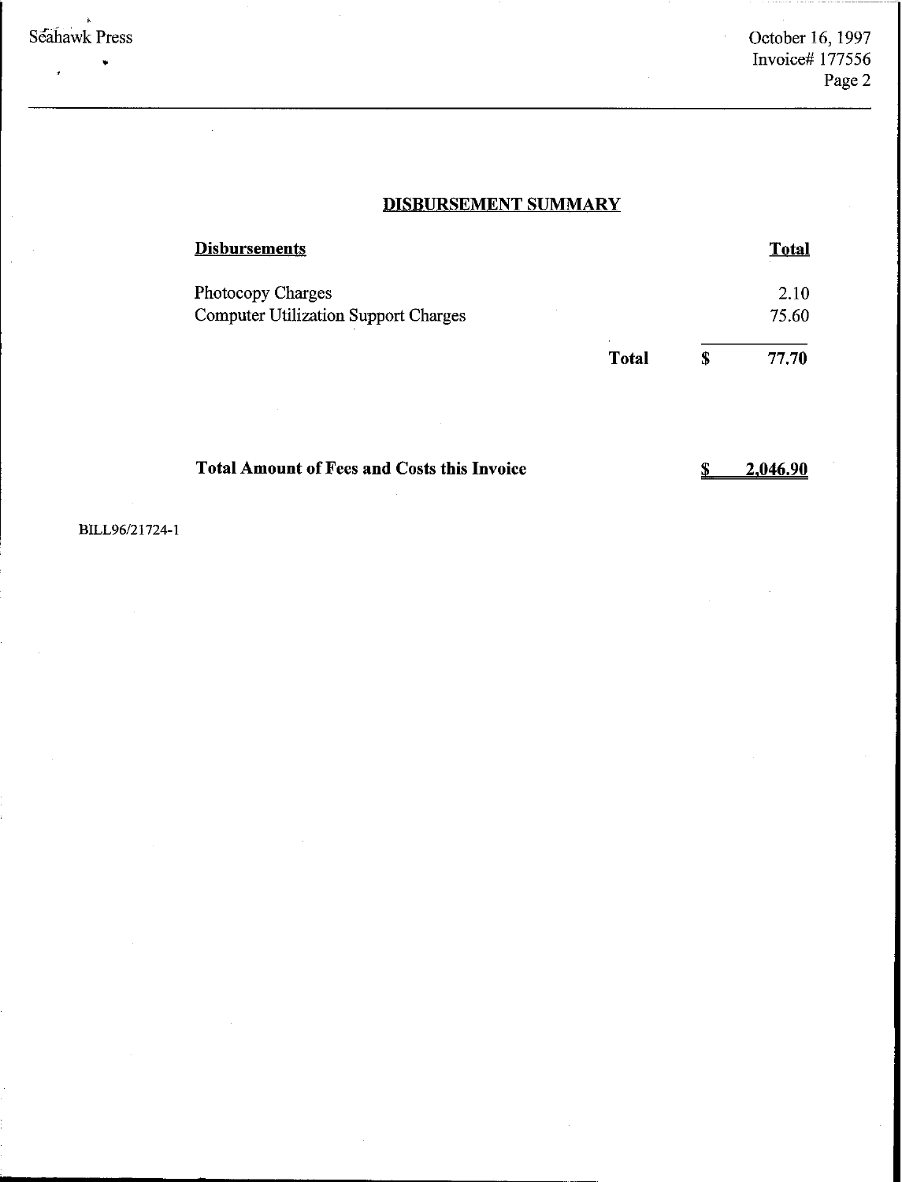## DISBURSEMENT SUMMARY

| Disbursements | | | Total |
|---|---|---|---|
| Photocopy Charges | | | 2.10 |
| Computer Utilization Support Charges | | | 75.60 |
| | **Total** | **$** | **77.70** |

**Total Amount of Fees and Costs this Invoice** **$ 2,046.90**

BILL96/21724-1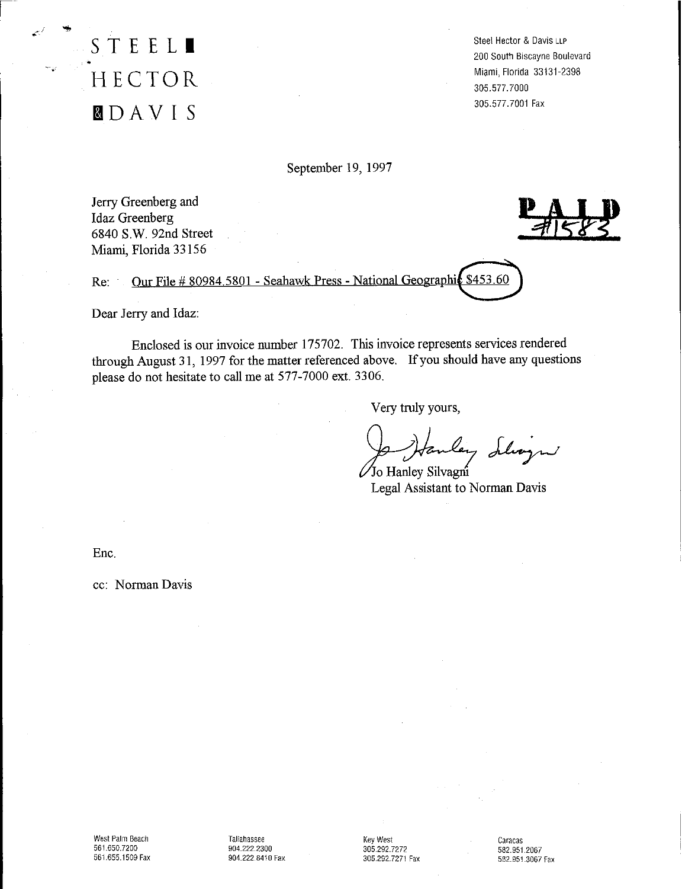STEEL HECTOR & DAVIS

Steel Hector & Davis LLP
200 South Biscayne Boulevard
Miami, Florida 33131-2398
305.577.7000
305.577.7001 Fax

September 19, 1997

Jerry Greenberg and
Idaz Greenberg
6840 S.W. 92nd Street
Miami, Florida 33156

PAID
#1583

Re: Our File # 80984.5801 - Seahawk Press - National Geographic $453.60

Dear Jerry and Idaz:

Enclosed is our invoice number 175702. This invoice represents services rendered through August 31, 1997 for the matter referenced above. If you should have any questions please do not hesitate to call me at 577-7000 ext. 3306.

Very truly yours,

Jo Hanley Silvagni
Legal Assistant to Norman Davis

Enc.

cc: Norman Davis

West Palm Beach
561.650.7200
561.655.1509 Fax

Tallahassee
904.222.2300
904.222.8410 Fax

Key West
305.292.7272
305.292.7271 Fax

Caracas
582.951.2067
582.951.3067 Fax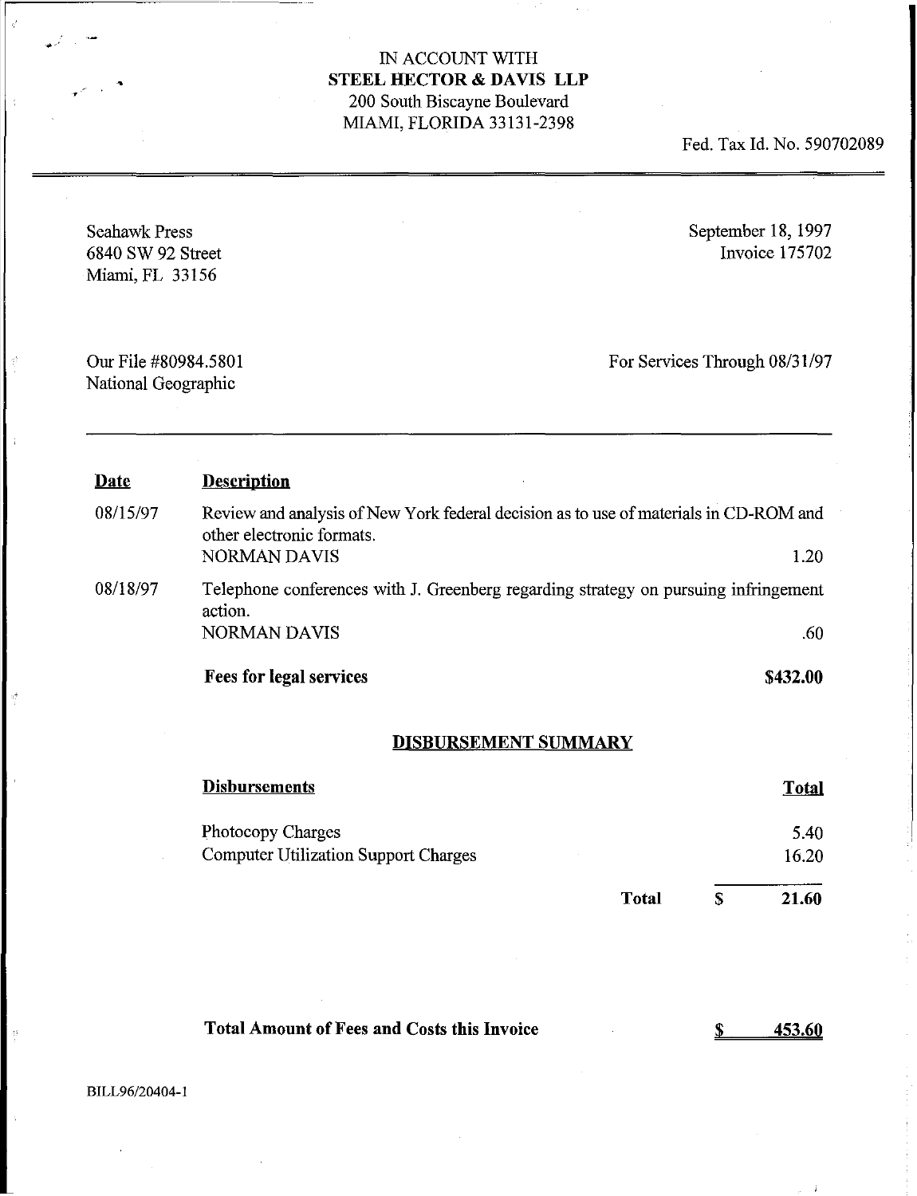IN ACCOUNT WITH
**STEEL HECTOR & DAVIS LLP**
200 South Biscayne Boulevard
MIAMI, FLORIDA 33131-2398

Fed. Tax Id. No. 590702089

---

Seahawk Press
6840 SW 92 Street
Miami, FL 33156

September 18, 1997
Invoice 175702

Our File #80984.5801
National Geographic

For Services Through 08/31/97

---

| **Date** | **Description** | |
|---|---|---|
| 08/15/97 | Review and analysis of New York federal decision as to use of materials in CD-ROM and other electronic formats.<br>NORMAN DAVIS | 1.20 |
| 08/18/97 | Telephone conferences with J. Greenberg regarding strategy on pursuing infringement action.<br>NORMAN DAVIS | .60 |
| | **Fees for legal services** | **$432.00** |

## DISBURSEMENT SUMMARY

| **Disbursements** | | **Total** |
|---|---|---|
| Photocopy Charges | | 5.40 |
| Computer Utilization Support Charges | | 16.20 |
| **Total** | **$** | **21.60** |

**Total Amount of Fees and Costs this Invoice** **$ 453.60**

BILL96/20404-1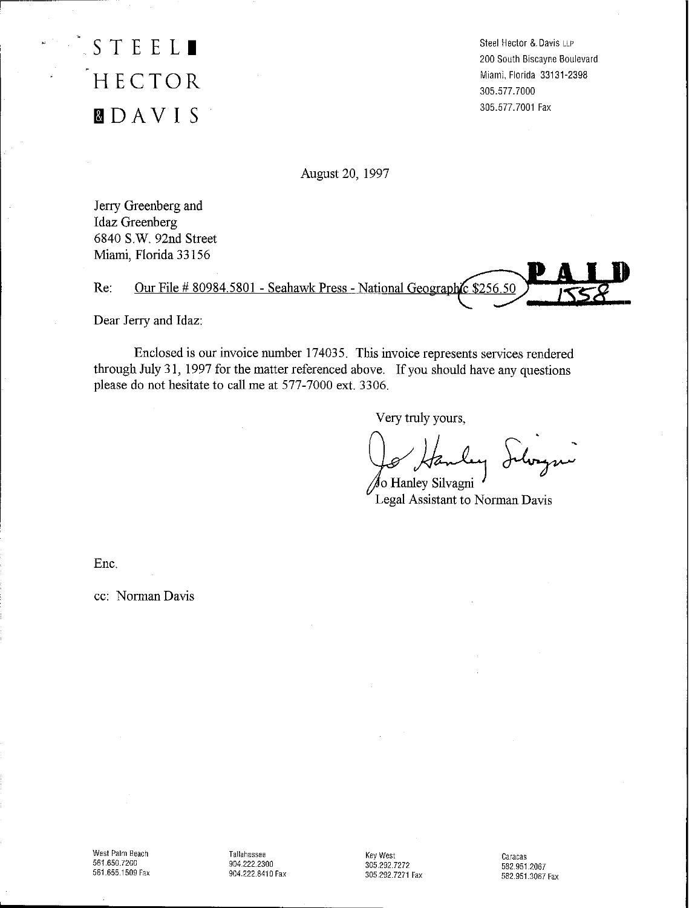# STEEL HECTOR & DAVIS

Steel Hector & Davis LLP
200 South Biscayne Boulevard
Miami, Florida 33131-2398
305.577.7000
305.577.7001 Fax

August 20, 1997

Jerry Greenberg and
Idaz Greenberg
6840 S.W. 92nd Street
Miami, Florida 33156

Re: Our File # 80984.5801 - Seahawk Press - National Geographic $256.50

**PAID**
1558

Dear Jerry and Idaz:

Enclosed is our invoice number 174035. This invoice represents services rendered through July 31, 1997 for the matter referenced above. If you should have any questions please do not hesitate to call me at 577-7000 ext. 3306.

Very truly yours,

Jo Hanley Silvagni
Legal Assistant to Norman Davis

Enc.

cc: Norman Davis

West Palm Beach
561.650.7200
561.655.1509 Fax

Tallahassee
904.222.2300
904.222.8410 Fax

Key West
305.292.7272
305.292.7271 Fax

Caracas
582.951.2067
582.951.3067 Fax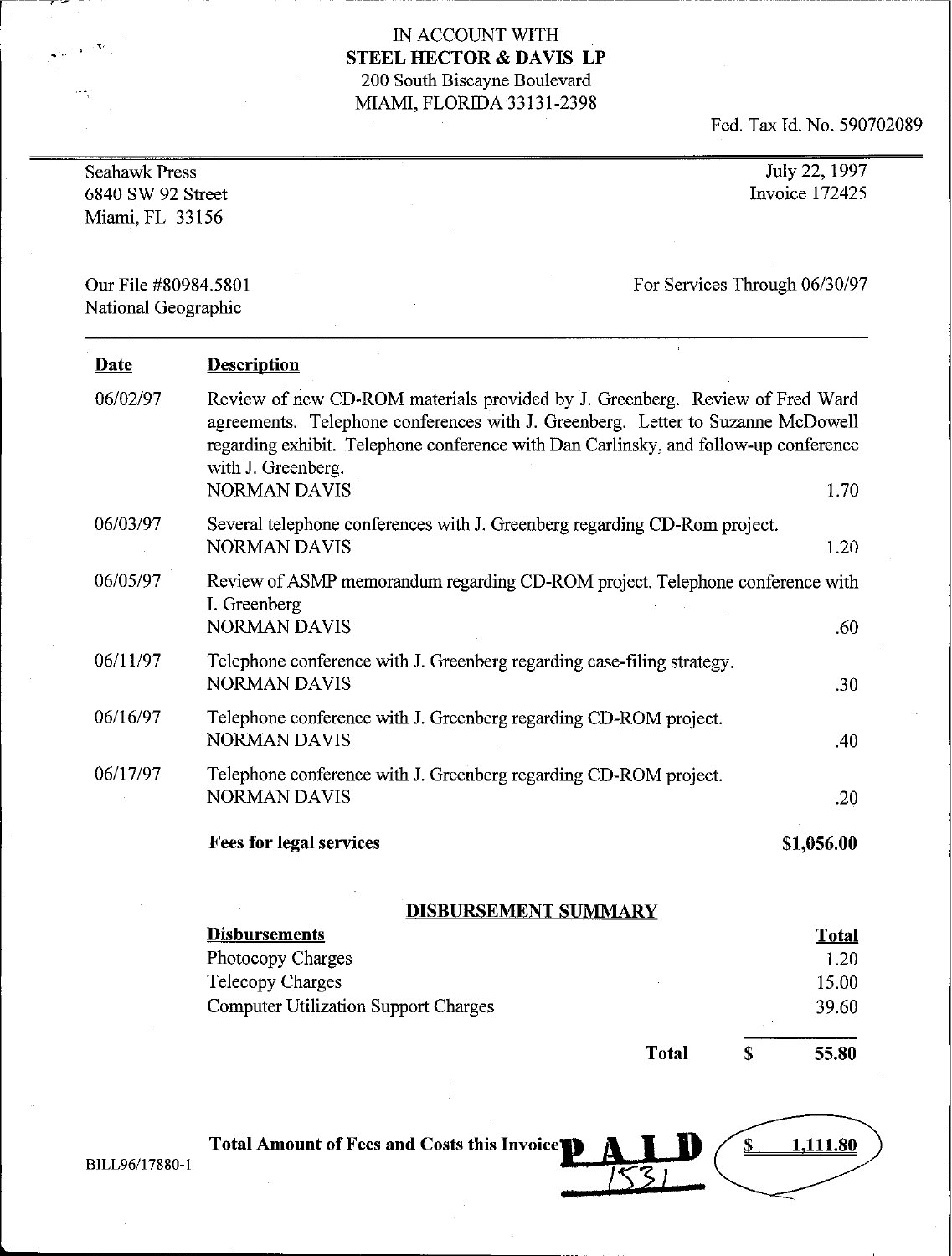IN ACCOUNT WITH
**STEEL HECTOR & DAVIS LP**
200 South Biscayne Boulevard
MIAMI, FLORIDA 33131-2398

Fed. Tax Id. No. 590702089

Seahawk Press
6840 SW 92 Street
Miami, FL 33156

July 22, 1997
Invoice 172425

Our File #80984.5801
National Geographic

For Services Through 06/30/97

| Date | Description | |
|---|---|---|
| 06/02/97 | Review of new CD-ROM materials provided by J. Greenberg. Review of Fred Ward agreements. Telephone conferences with J. Greenberg. Letter to Suzanne McDowell regarding exhibit. Telephone conference with Dan Carlinsky, and follow-up conference with J. Greenberg. NORMAN DAVIS | 1.70 |
| 06/03/97 | Several telephone conferences with J. Greenberg regarding CD-Rom project. NORMAN DAVIS | 1.20 |
| 06/05/97 | Review of ASMP memorandum regarding CD-ROM project. Telephone conference with I. Greenberg NORMAN DAVIS | .60 |
| 06/11/97 | Telephone conference with J. Greenberg regarding case-filing strategy. NORMAN DAVIS | .30 |
| 06/16/97 | Telephone conference with J. Greenberg regarding CD-ROM project. NORMAN DAVIS | .40 |
| 06/17/97 | Telephone conference with J. Greenberg regarding CD-ROM project. NORMAN DAVIS | .20 |
| | **Fees for legal services** | **$1,056.00** |

**DISBURSEMENT SUMMARY**

| Disbursements | Total |
|---|---|
| Photocopy Charges | 1.20 |
| Telecopy Charges | 15.00 |
| Computer Utilization Support Charges | 39.60 |
| **Total** | **$ 55.80** |

**Total Amount of Fees and Costs this Invoice** **$ 1,111.80**

PAID
1531

BILL96/17880-1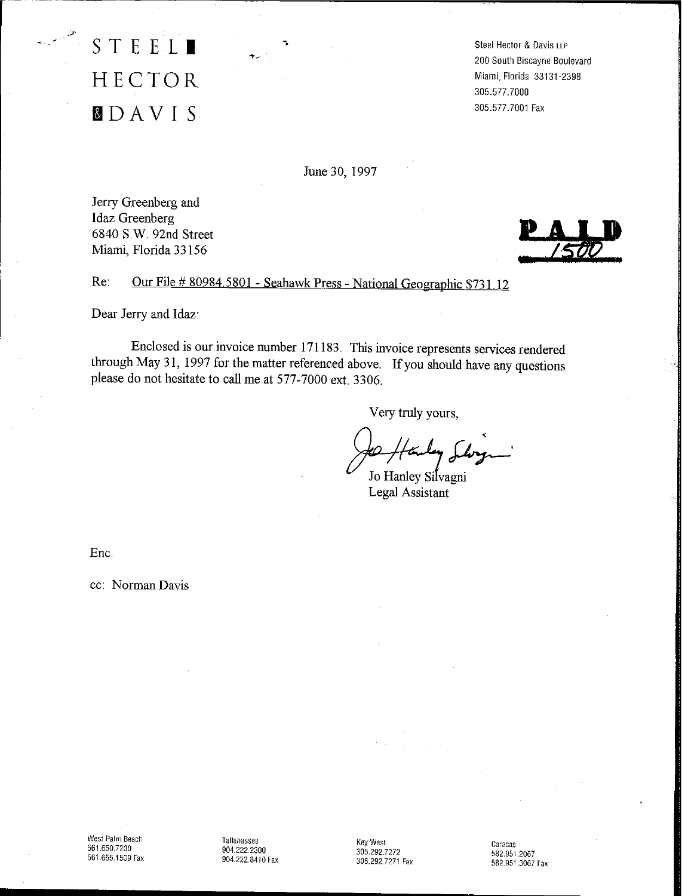STEEL HECTOR & DAVIS

Steel Hector & Davis LLP
200 South Biscayne Boulevard
Miami, Florida 33131-2398
305.577.7000
305.577.7001 Fax

June 30, 1997

Jerry Greenberg and
Idaz Greenberg
6840 S.W. 92nd Street
Miami, Florida 33156

**PAID**
1500

Re: Our File # 80984.5801 - Seahawk Press - National Geographic $731.12

Dear Jerry and Idaz:

Enclosed is our invoice number 171183. This invoice represents services rendered through May 31, 1997 for the matter referenced above. If you should have any questions please do not hesitate to call me at 577-7000 ext. 3306.

Very truly yours,

Jo Hanley Silvagni
Legal Assistant

Enc.

cc: Norman Davis

West Palm Beach
561.650.7200
561.655.1509 Fax

Tallahassee
904.222.2300
904.222.8410 Fax

Key West
305.292.7272
305.292.7271 Fax

Caracas
582.951.2067
582.951.3067 Fax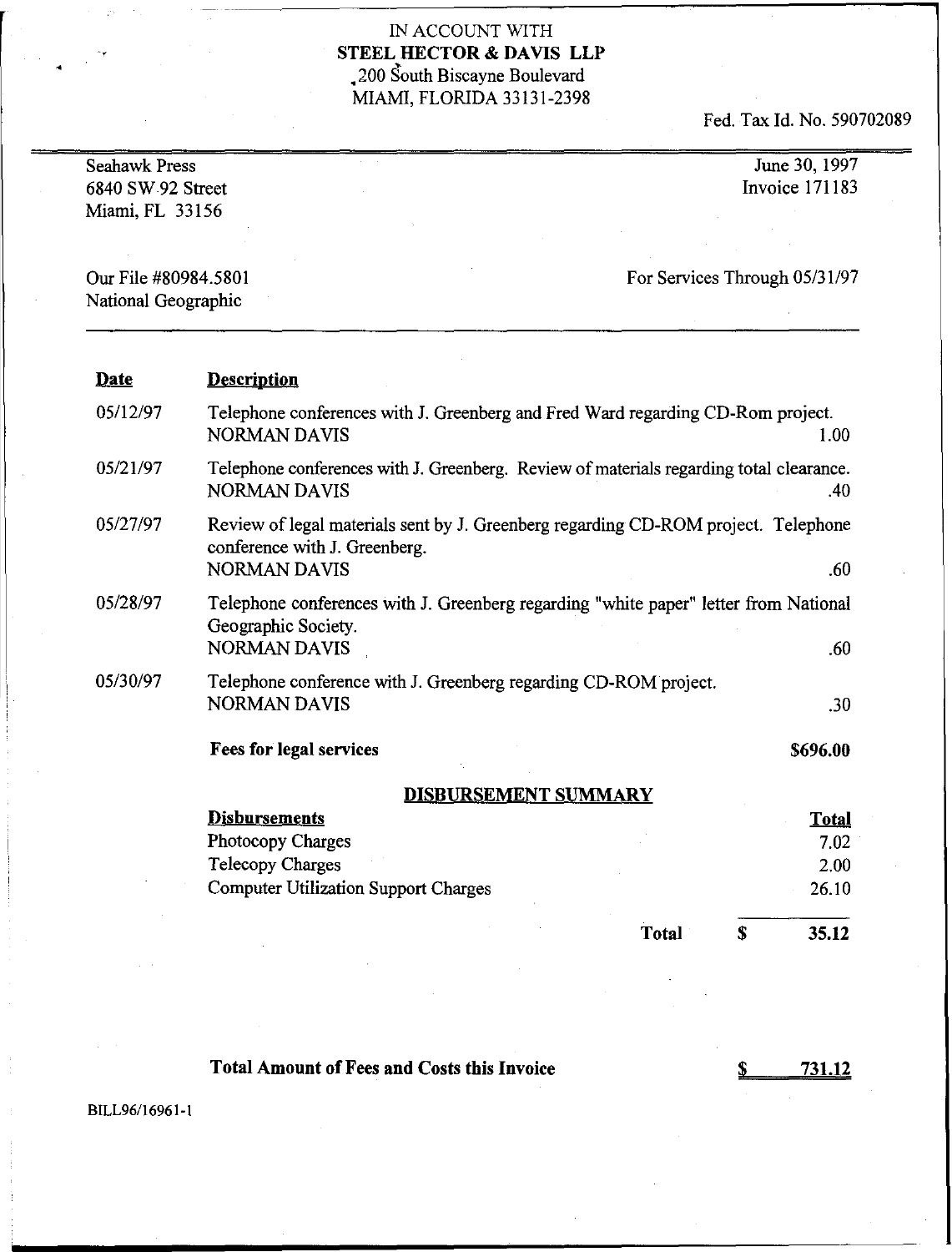IN ACCOUNT WITH

**STEEL HECTOR & DAVIS LLP**

200 South Biscayne Boulevard

MIAMI, FLORIDA 33131-2398

Fed. Tax Id. No. 590702089

Seahawk Press
6840 SW 92 Street
Miami, FL 33156

June 30, 1997
Invoice 171183

Our File #80984.5801
National Geographic

For Services Through 05/31/97

| Date | Description | |
|---|---|---|
| 05/12/97 | Telephone conferences with J. Greenberg and Fred Ward regarding CD-Rom project. NORMAN DAVIS | 1.00 |
| 05/21/97 | Telephone conferences with J. Greenberg. Review of materials regarding total clearance. NORMAN DAVIS | .40 |
| 05/27/97 | Review of legal materials sent by J. Greenberg regarding CD-ROM project. Telephone conference with J. Greenberg. NORMAN DAVIS | .60 |
| 05/28/97 | Telephone conferences with J. Greenberg regarding "white paper" letter from National Geographic Society. NORMAN DAVIS | .60 |
| 05/30/97 | Telephone conference with J. Greenberg regarding CD-ROM project. NORMAN DAVIS | .30 |
| | **Fees for legal services** | **$696.00** |

## DISBURSEMENT SUMMARY

| Disbursements | Total |
|---|---|
| Photocopy Charges | 7.02 |
| Telecopy Charges | 2.00 |
| Computer Utilization Support Charges | 26.10 |
| **Total** | **$ 35.12** |

**Total Amount of Fees and Costs this Invoice** **$ 731.12**

BILL96/16961-1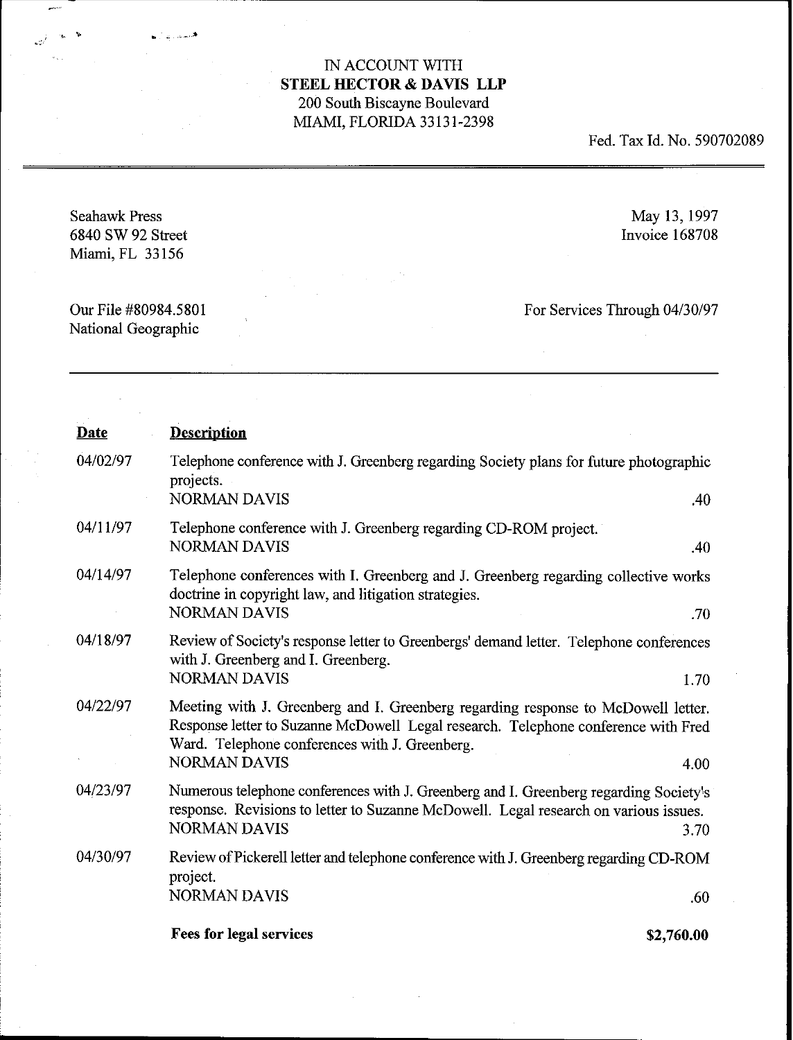IN ACCOUNT WITH
**STEEL HECTOR & DAVIS LLP**
200 South Biscayne Boulevard
MIAMI, FLORIDA 33131-2398

Fed. Tax Id. No. 590702089

Seahawk Press
6840 SW 92 Street
Miami, FL 33156

May 13, 1997
Invoice 168708

Our File #80984.5801
National Geographic

For Services Through 04/30/97

| **Date** | **Description** | |
|---|---|---|
| 04/02/97 | Telephone conference with J. Greenberg regarding Society plans for future photographic projects.<br>NORMAN DAVIS | .40 |
| 04/11/97 | Telephone conference with J. Greenberg regarding CD-ROM project.<br>NORMAN DAVIS | .40 |
| 04/14/97 | Telephone conferences with I. Greenberg and J. Greenberg regarding collective works doctrine in copyright law, and litigation strategies.<br>NORMAN DAVIS | .70 |
| 04/18/97 | Review of Society's response letter to Greenbergs' demand letter. Telephone conferences with J. Greenberg and I. Greenberg.<br>NORMAN DAVIS | 1.70 |
| 04/22/97 | Meeting with J. Greenberg and I. Greenberg regarding response to McDowell letter. Response letter to Suzanne McDowell Legal research. Telephone conference with Fred Ward. Telephone conferences with J. Greenberg.<br>NORMAN DAVIS | 4.00 |
| 04/23/97 | Numerous telephone conferences with J. Greenberg and I. Greenberg regarding Society's response. Revisions to letter to Suzanne McDowell. Legal research on various issues.<br>NORMAN DAVIS | 3.70 |
| 04/30/97 | Review of Pickerell letter and telephone conference with J. Greenberg regarding CD-ROM project.<br>NORMAN DAVIS | .60 |
| | **Fees for legal services** | **$2,760.00** |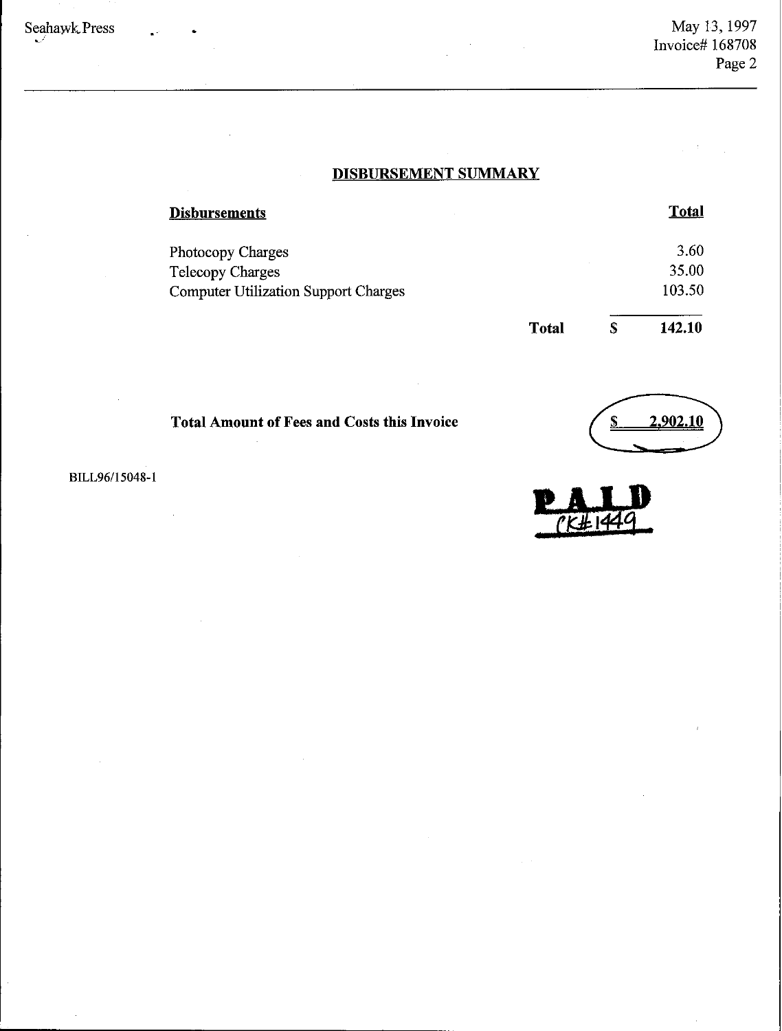## DISBURSEMENT SUMMARY

| Disbursements | | Total |
|---|---|---|
| Photocopy Charges | | 3.60 |
| Telecopy Charges | | 35.00 |
| Computer Utilization Support Charges | | 103.50 |
| | **Total** | **$ 142.10** |

**Total Amount of Fees and Costs this Invoice** **$ 2,902.10**

BILL96/15048-1

PAID
CK# 1449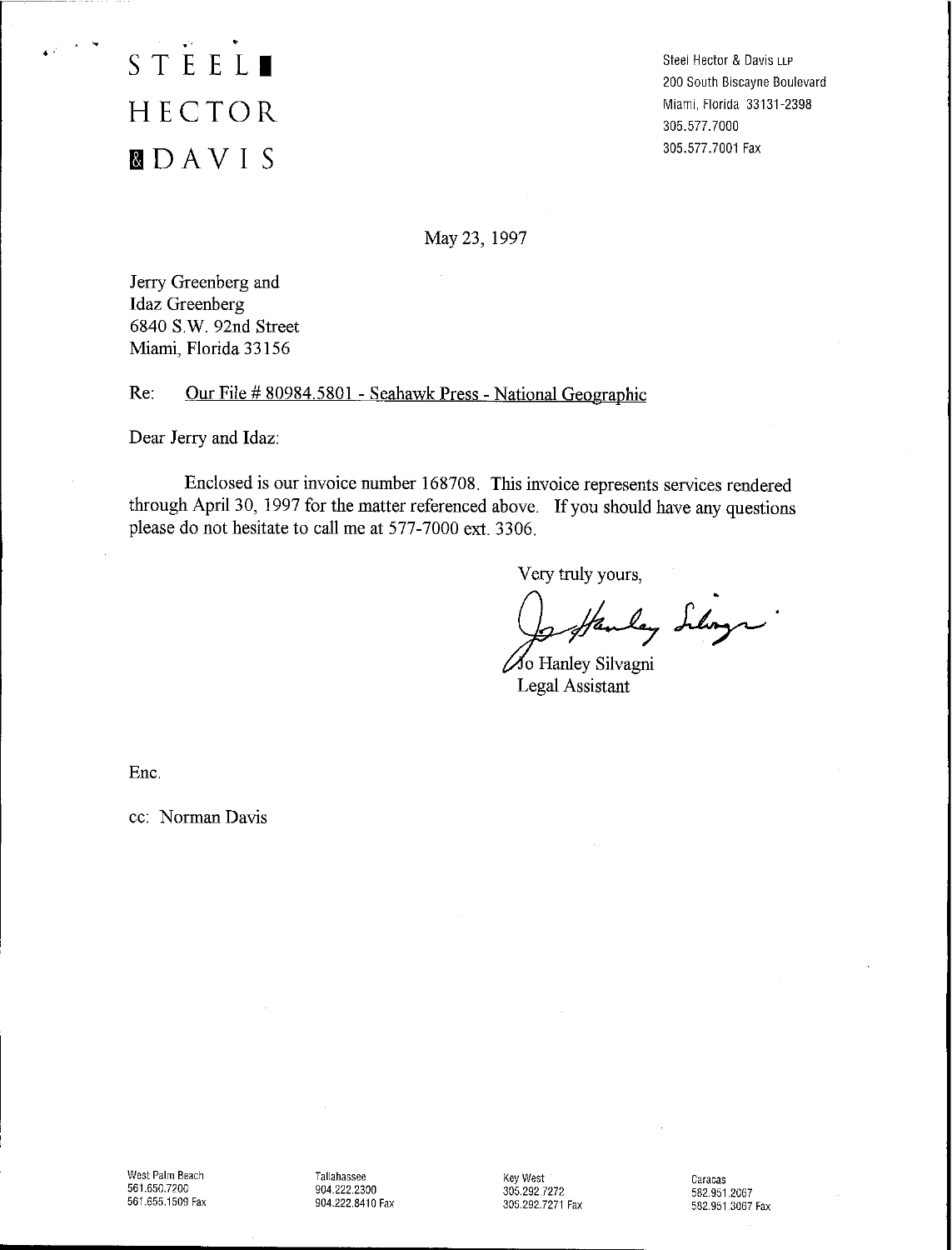STEEL HECTOR & DAVIS

Steel Hector & Davis LLP
200 South Biscayne Boulevard
Miami, Florida 33131-2398
305.577.7000
305.577.7001 Fax

May 23, 1997

Jerry Greenberg and
Idaz Greenberg
6840 S.W. 92nd Street
Miami, Florida 33156

Re: Our File # 80984.5801 - Seahawk Press - National Geographic

Dear Jerry and Idaz:

Enclosed is our invoice number 168708. This invoice represents services rendered through April 30, 1997 for the matter referenced above. If you should have any questions please do not hesitate to call me at 577-7000 ext. 3306.

Very truly yours,

Jo Hanley Silvagni
Legal Assistant

Enc.

cc: Norman Davis

West Palm Beach
561.650.7200
561.655.1509 Fax

Tallahassee
904.222.2300
904.222.8410 Fax

Key West
305.292.7272
305.292.7271 Fax

Caracas
582.951.2067
582.951.3067 Fax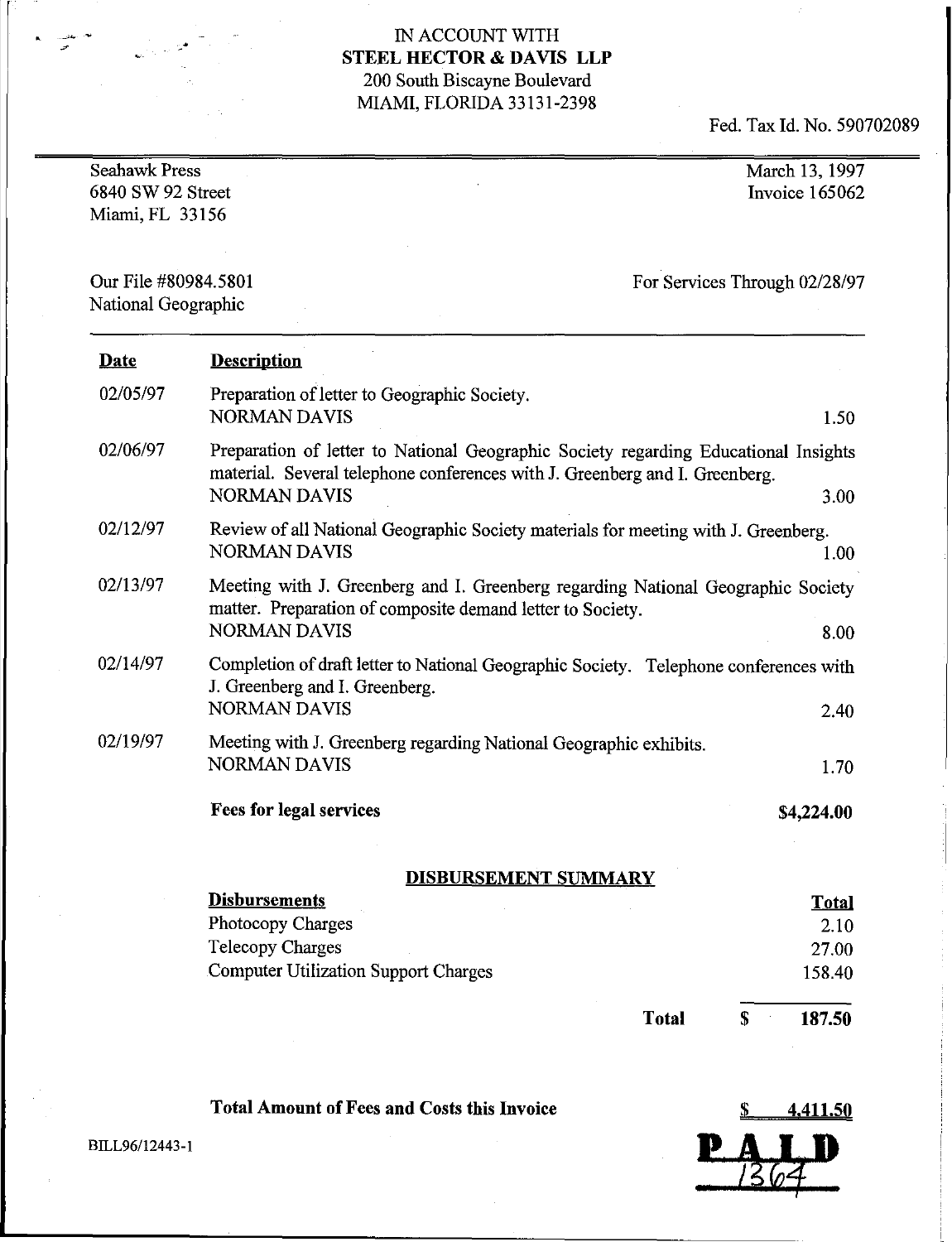IN ACCOUNT WITH
**STEEL HECTOR & DAVIS LLP**
200 South Biscayne Boulevard
MIAMI, FLORIDA 33131-2398

Fed. Tax Id. No. 590702089

Seahawk Press
6840 SW 92 Street
Miami, FL 33156

March 13, 1997
Invoice 165062

Our File #80984.5801
National Geographic

For Services Through 02/28/97

| **Date** | **Description** | |
|---|---|---|
| 02/05/97 | Preparation of letter to Geographic Society.<br>NORMAN DAVIS | 1.50 |
| 02/06/97 | Preparation of letter to National Geographic Society regarding Educational Insights material. Several telephone conferences with J. Greenberg and I. Greenberg.<br>NORMAN DAVIS | 3.00 |
| 02/12/97 | Review of all National Geographic Society materials for meeting with J. Greenberg.<br>NORMAN DAVIS | 1.00 |
| 02/13/97 | Meeting with J. Greenberg and I. Greenberg regarding National Geographic Society matter. Preparation of composite demand letter to Society.<br>NORMAN DAVIS | 8.00 |
| 02/14/97 | Completion of draft letter to National Geographic Society. Telephone conferences with J. Greenberg and I. Greenberg.<br>NORMAN DAVIS | 2.40 |
| 02/19/97 | Meeting with J. Greenberg regarding National Geographic exhibits.<br>NORMAN DAVIS | 1.70 |
| | **Fees for legal services** | **$4,224.00** |

**DISBURSEMENT SUMMARY**

| **Disbursements** | **Total** |
|---|---|
| Photocopy Charges | 2.10 |
| Telecopy Charges | 27.00 |
| Computer Utilization Support Charges | 158.40 |
| **Total** | **$ 187.50** |

**Total Amount of Fees and Costs this Invoice** **$ 4,411.50**

**PAID**
1364

BILL96/12443-1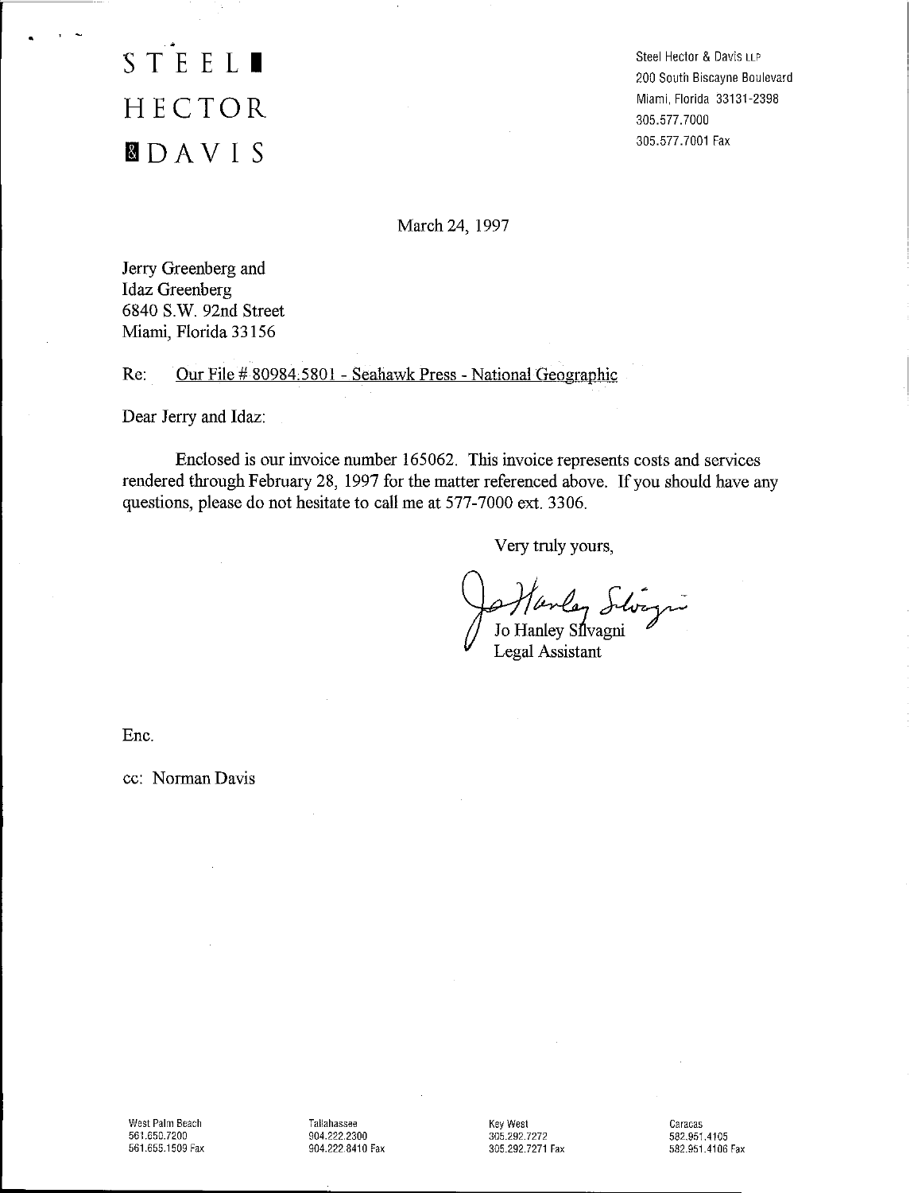STEEL
HECTOR
& DAVIS

Steel Hector & Davis LLP
200 South Biscayne Boulevard
Miami, Florida 33131-2398
305.577.7000
305.577.7001 Fax

March 24, 1997

Jerry Greenberg and
Idaz Greenberg
6840 S.W. 92nd Street
Miami, Florida 33156

Re: Our File # 80984.5801 - Seahawk Press - National Geographic

Dear Jerry and Idaz:

Enclosed is our invoice number 165062. This invoice represents costs and services rendered through February 28, 1997 for the matter referenced above. If you should have any questions, please do not hesitate to call me at 577-7000 ext. 3306.

Very truly yours,

Jo Hanley Silvagni
Legal Assistant

Enc.

cc: Norman Davis

West Palm Beach
561.650.7200
561.655.1509 Fax

Tallahassee
904.222.2300
904.222.8410 Fax

Key West
305.292.7272
305.292.7271 Fax

Caracas
582.951.4105
582.951.4106 Fax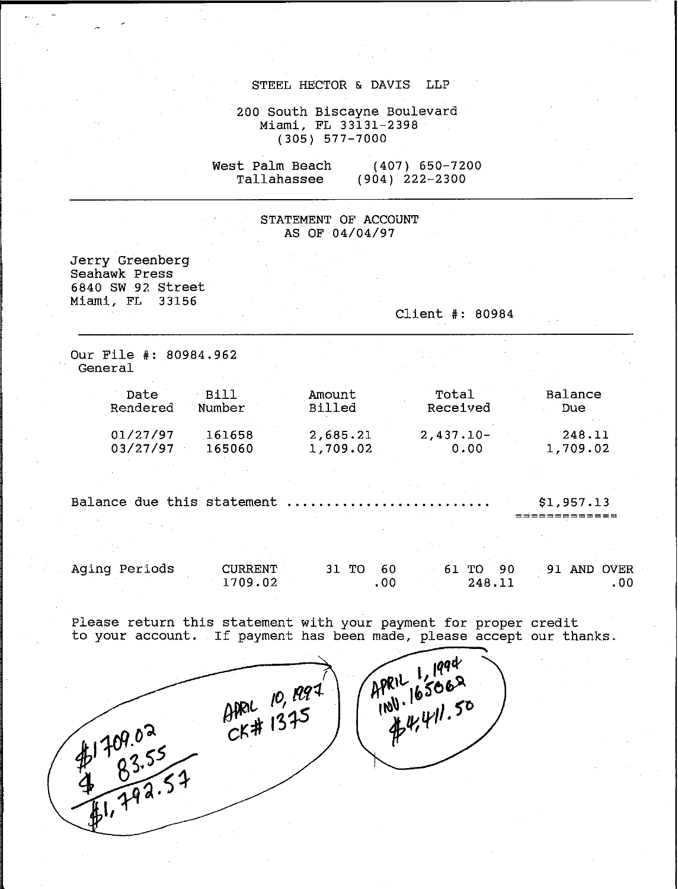STEEL HECTOR & DAVIS LLP

200 South Biscayne Boulevard
Miami, FL 33131-2398
(305) 577-7000

West Palm Beach (407) 650-7200
Tallahassee (904) 222-2300

---

STATEMENT OF ACCOUNT
AS OF 04/04/97

Jerry Greenberg
Seahawk Press
6840 SW 92 Street
Miami, FL 33156

Client #: 80984

---

Our File #: 80984.962
General

| Date Rendered | Bill Number | Amount Billed | Total Received | Balance Due |
|---|---|---|---|---|
| 01/27/97 | 161658 | 2,685.21 | 2,437.10- | 248.11 |
| 03/27/97 | 165060 | 1,709.02 | 0.00 | 1,709.02 |

Balance due this statement ......................... $1,957.13

| Aging Periods | CURRENT | 31 TO 60 | 61 TO 90 | 91 AND OVER |
|---|---|---|---|---|
| | 1709.02 | .00 | 248.11 | .00 |

Please return this statement with your payment for proper credit to your account. If payment has been made, please accept our thanks.

$1709.02
$ 83.55
$1,792.57

APRIL 10, 1997
CK# 1375

APRIL 1, 1994
INV. 165062
$4,411.50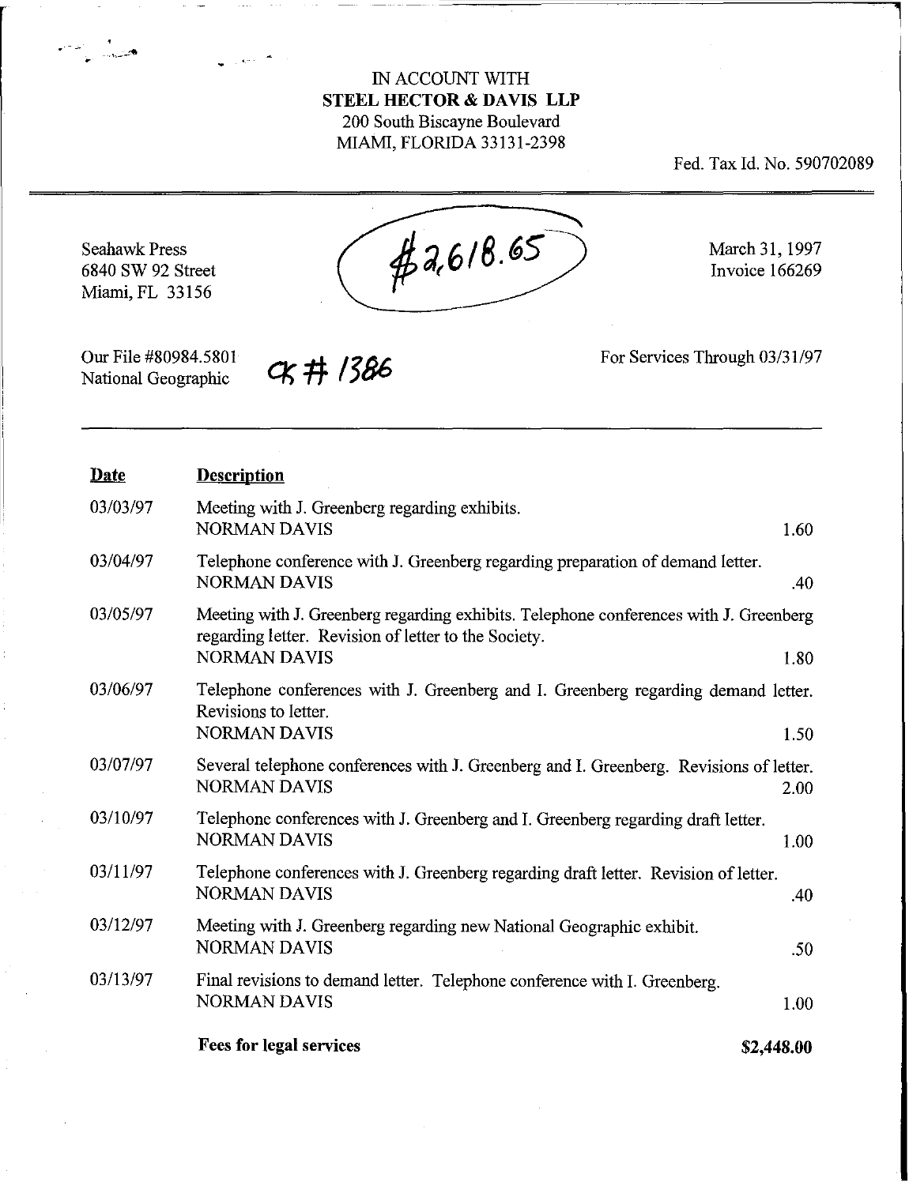IN ACCOUNT WITH
**STEEL HECTOR & DAVIS LLP**
200 South Biscayne Boulevard
MIAMI, FLORIDA 33131-2398

Fed. Tax Id. No. 590702089

Seahawk Press
6840 SW 92 Street
Miami, FL 33156

$2,618.65

March 31, 1997
Invoice 166269

Our File #80984.5801
National Geographic

Ck # 1386

For Services Through 03/31/97

| **Date** | **Description** | |
|---|---|---|
| 03/03/97 | Meeting with J. Greenberg regarding exhibits.<br>NORMAN DAVIS | 1.60 |
| 03/04/97 | Telephone conference with J. Greenberg regarding preparation of demand letter.<br>NORMAN DAVIS | .40 |
| 03/05/97 | Meeting with J. Greenberg regarding exhibits. Telephone conferences with J. Greenberg regarding letter. Revision of letter to the Society.<br>NORMAN DAVIS | 1.80 |
| 03/06/97 | Telephone conferences with J. Greenberg and I. Greenberg regarding demand letter. Revisions to letter.<br>NORMAN DAVIS | 1.50 |
| 03/07/97 | Several telephone conferences with J. Greenberg and I. Greenberg. Revisions of letter.<br>NORMAN DAVIS | 2.00 |
| 03/10/97 | Telephone conferences with J. Greenberg and I. Greenberg regarding draft letter.<br>NORMAN DAVIS | 1.00 |
| 03/11/97 | Telephone conferences with J. Greenberg regarding draft letter. Revision of letter.<br>NORMAN DAVIS | .40 |
| 03/12/97 | Meeting with J. Greenberg regarding new National Geographic exhibit.<br>NORMAN DAVIS | .50 |
| 03/13/97 | Final revisions to demand letter. Telephone conference with I. Greenberg.<br>NORMAN DAVIS | 1.00 |
| | **Fees for legal services** | **$2,448.00** |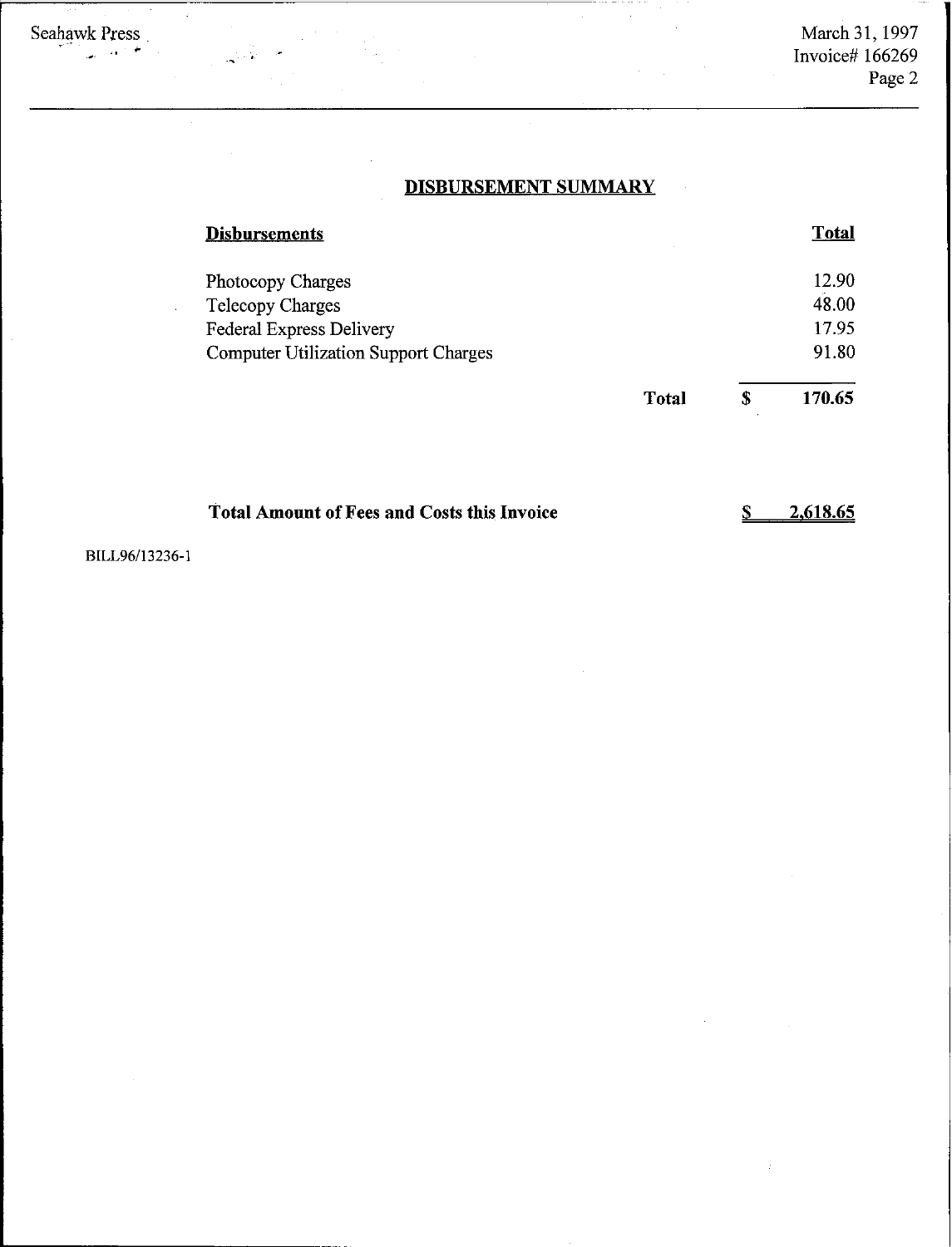## DISBURSEMENT SUMMARY

| **Disbursements** | | | **Total** |
|---|---|---|---|
| Photocopy Charges | | | 12.90 |
| Telecopy Charges | | | 48.00 |
| Federal Express Delivery | | | 17.95 |
| Computer Utilization Support Charges | | | 91.80 |
| | **Total** | **$** | **170.65** |

**Total Amount of Fees and Costs this Invoice** **$ 2,618.65**

BILL96/13236-1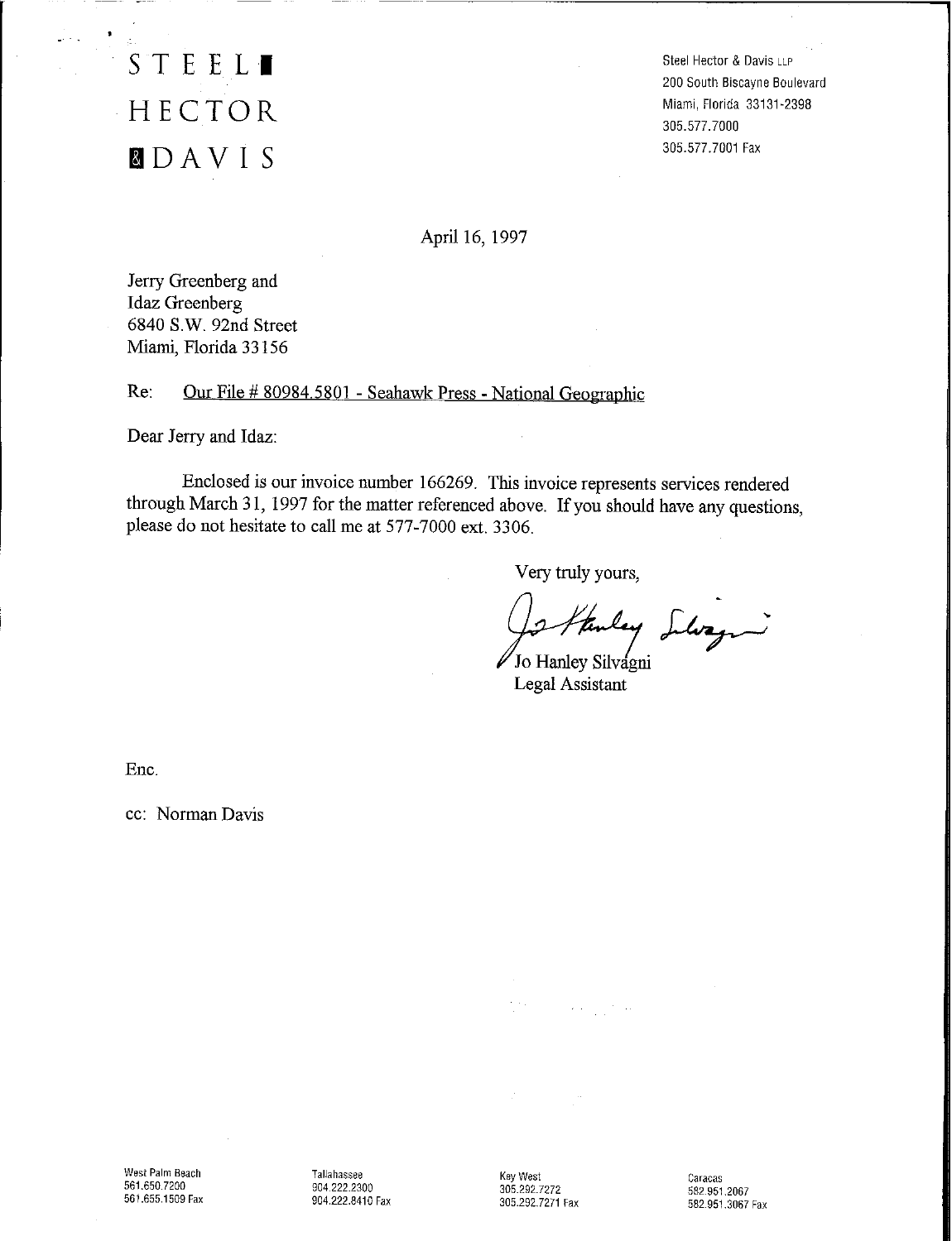STEEL
HECTOR
& DAVIS

Steel Hector & Davis LLP
200 South Biscayne Boulevard
Miami, Florida 33131-2398
305.577.7000
305.577.7001 Fax

April 16, 1997

Jerry Greenberg and
Idaz Greenberg
6840 S.W. 92nd Street
Miami, Florida 33156

Re: Our File # 80984.5801 - Seahawk Press - National Geographic

Dear Jerry and Idaz:

Enclosed is our invoice number 166269. This invoice represents services rendered through March 31, 1997 for the matter referenced above. If you should have any questions, please do not hesitate to call me at 577-7000 ext. 3306.

Very truly yours,

Jo Hanley Silvagni
Legal Assistant

Enc.

cc: Norman Davis

West Palm Beach
561.650.7200
561.655.1509 Fax

Tallahassee
904.222.2300
904.222.8410 Fax

Key West
305.292.7272
305.292.7271 Fax

Caracas
582.951.2067
582.951.3067 Fax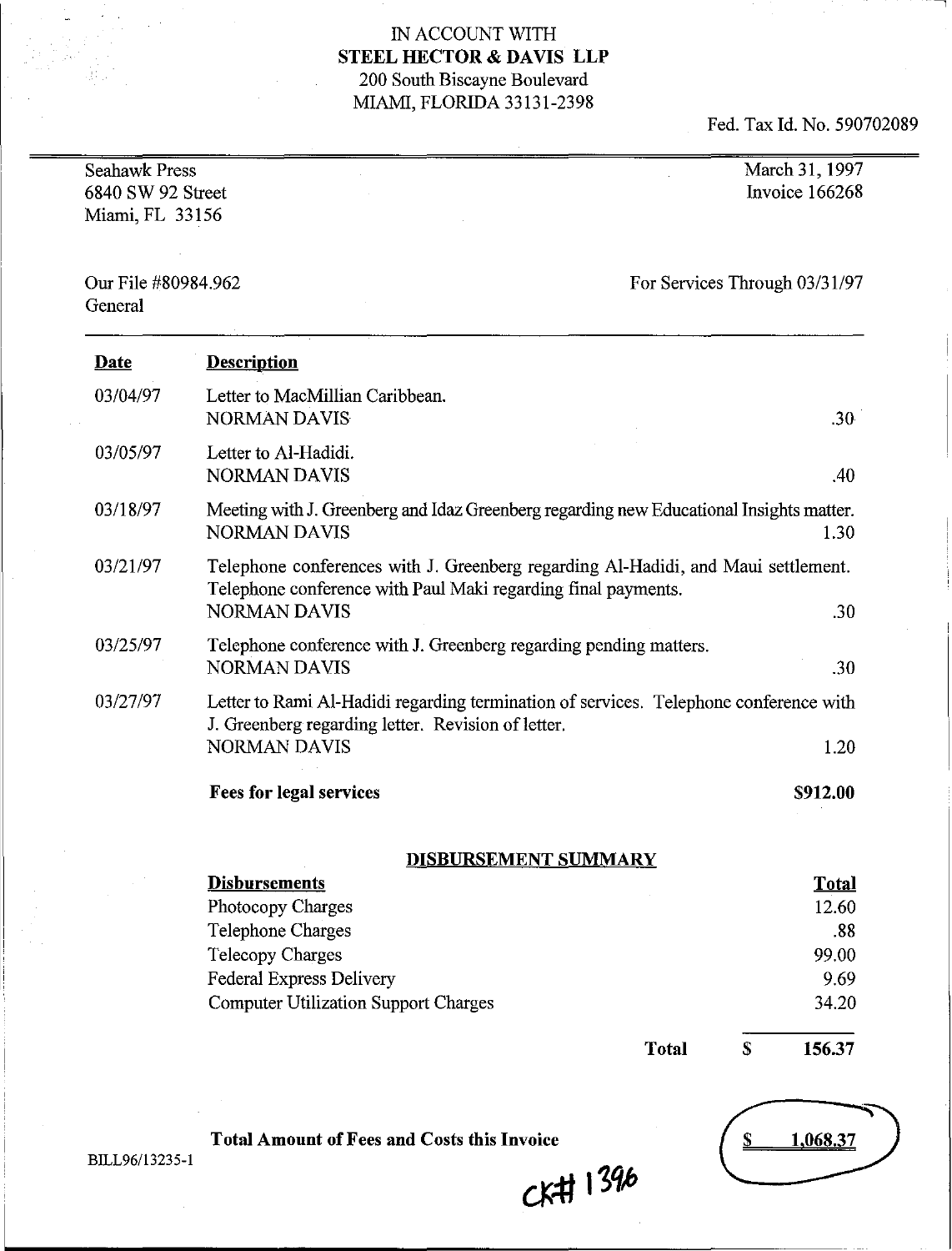IN ACCOUNT WITH
**STEEL HECTOR & DAVIS LLP**
200 South Biscayne Boulevard
MIAMI, FLORIDA 33131-2398

Fed. Tax Id. No. 590702089

Seahawk Press
6840 SW 92 Street
Miami, FL 33156

March 31, 1997
Invoice 166268

Our File #80984.962
General

For Services Through 03/31/97

| **Date** | **Description** | |
|---|---|---|
| 03/04/97 | Letter to MacMillian Caribbean.<br>NORMAN DAVIS | .30 |
| 03/05/97 | Letter to Al-Hadidi.<br>NORMAN DAVIS | .40 |
| 03/18/97 | Meeting with J. Greenberg and Idaz Greenberg regarding new Educational Insights matter.<br>NORMAN DAVIS | 1.30 |
| 03/21/97 | Telephone conferences with J. Greenberg regarding Al-Hadidi, and Maui settlement. Telephone conference with Paul Maki regarding final payments.<br>NORMAN DAVIS | .30 |
| 03/25/97 | Telephone conference with J. Greenberg regarding pending matters.<br>NORMAN DAVIS | .30 |
| 03/27/97 | Letter to Rami Al-Hadidi regarding termination of services. Telephone conference with J. Greenberg regarding letter. Revision of letter.<br>NORMAN DAVIS | 1.20 |
| | **Fees for legal services** | **$912.00** |

**DISBURSEMENT SUMMARY**

| **Disbursements** | **Total** |
|---|---|
| Photocopy Charges | 12.60 |
| Telephone Charges | .88 |
| Telecopy Charges | 99.00 |
| Federal Express Delivery | 9.69 |
| Computer Utilization Support Charges | 34.20 |
| **Total** | **$ 156.37** |

**Total Amount of Fees and Costs this Invoice** $ 1,068.37

BILL96/13235-1

CK# 1396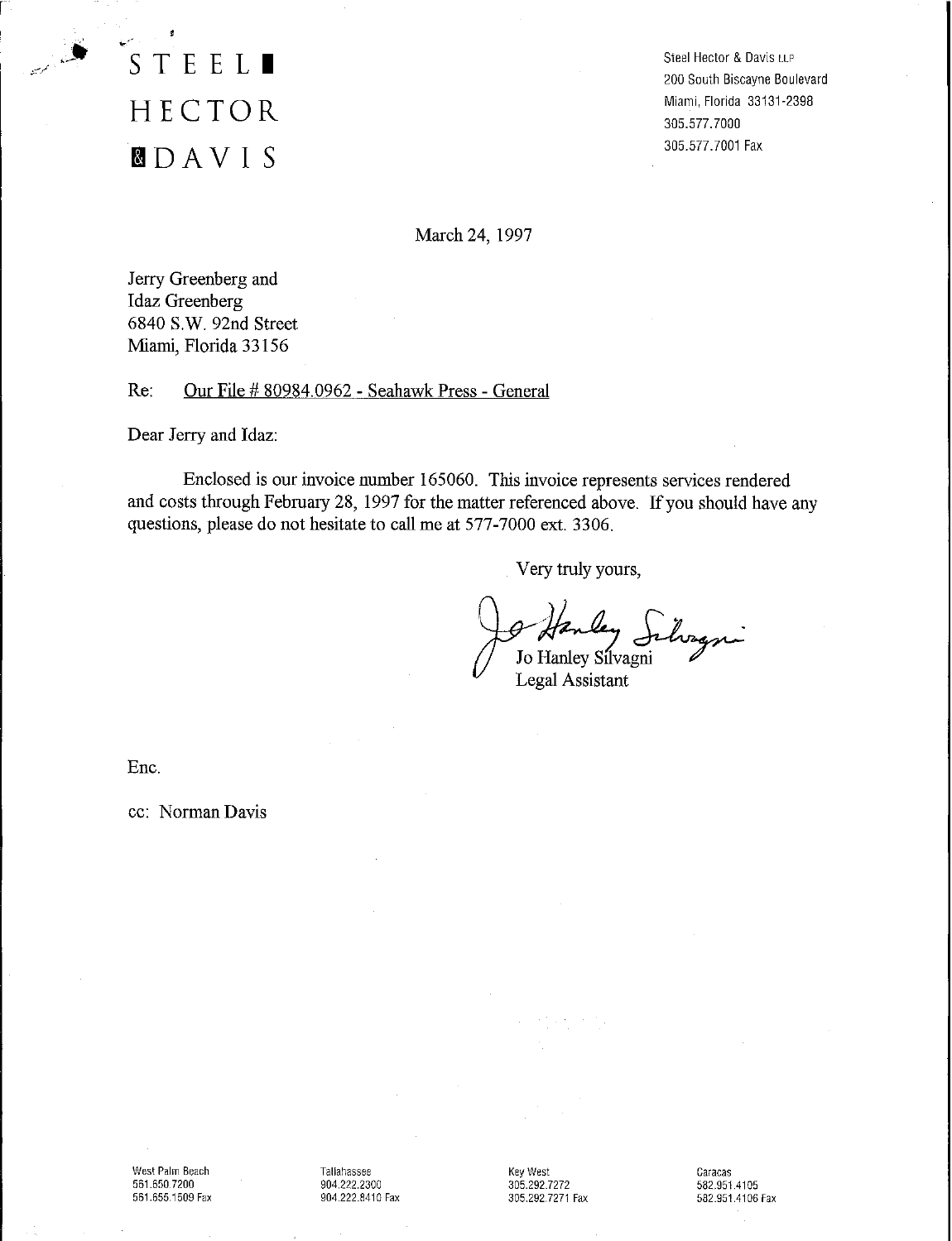STEEL
HECTOR
& DAVIS

Steel Hector & Davis LLP
200 South Biscayne Boulevard
Miami, Florida 33131-2398
305.577.7000
305.577.7001 Fax

March 24, 1997

Jerry Greenberg and
Idaz Greenberg
6840 S.W. 92nd Street
Miami, Florida 33156

Re: Our File # 80984.0962 - Seahawk Press - General

Dear Jerry and Idaz:

Enclosed is our invoice number 165060. This invoice represents services rendered and costs through February 28, 1997 for the matter referenced above. If you should have any questions, please do not hesitate to call me at 577-7000 ext. 3306.

Very truly yours,

Jo Hanley Silvagni
Legal Assistant

Enc.

cc: Norman Davis

West Palm Beach
561.650.7200
561.655.1509 Fax

Tallahassee
904.222.2300
904.222.8410 Fax

Key West
305.292.7272
305.292.7271 Fax

Caracas
582.951.4105
582.951.4106 Fax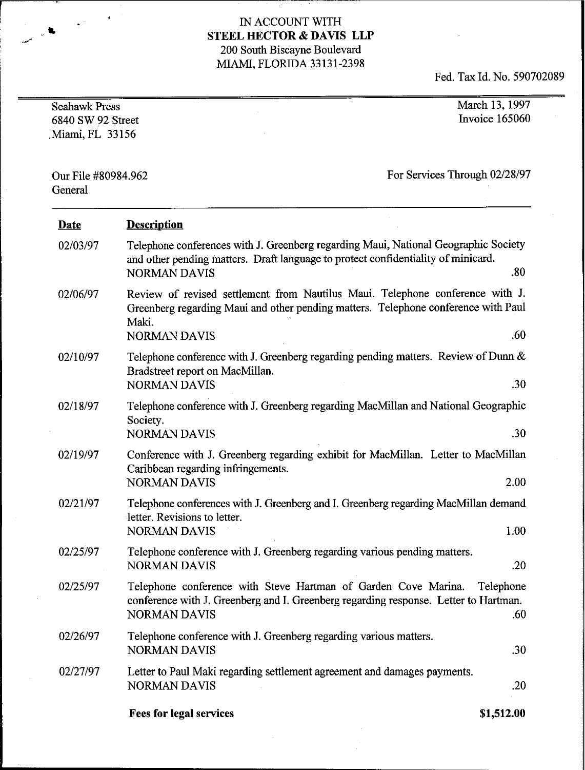IN ACCOUNT WITH
**STEEL HECTOR & DAVIS LLP**
200 South Biscayne Boulevard
MIAMI, FLORIDA 33131-2398

Fed. Tax Id. No. 590702089

Seahawk Press
6840 SW 92 Street
Miami, FL 33156

March 13, 1997
Invoice 165060

Our File #80984.962
General

For Services Through 02/28/97

| Date | Description | |
|---|---|---|
| 02/03/97 | Telephone conferences with J. Greenberg regarding Maui, National Geographic Society and other pending matters. Draft language to protect confidentiality of minicard. NORMAN DAVIS | .80 |
| 02/06/97 | Review of revised settlement from Nautilus Maui. Telephone conference with J. Greenberg regarding Maui and other pending matters. Telephone conference with Paul Maki. NORMAN DAVIS | .60 |
| 02/10/97 | Telephone conference with J. Greenberg regarding pending matters. Review of Dunn & Bradstreet report on MacMillan. NORMAN DAVIS | .30 |
| 02/18/97 | Telephone conference with J. Greenberg regarding MacMillan and National Geographic Society. NORMAN DAVIS | .30 |
| 02/19/97 | Conference with J. Greenberg regarding exhibit for MacMillan. Letter to MacMillan Caribbean regarding infringements. NORMAN DAVIS | 2.00 |
| 02/21/97 | Telephone conferences with J. Greenberg and I. Greenberg regarding MacMillan demand letter. Revisions to letter. NORMAN DAVIS | 1.00 |
| 02/25/97 | Telephone conference with J. Greenberg regarding various pending matters. NORMAN DAVIS | .20 |
| 02/25/97 | Telephone conference with Steve Hartman of Garden Cove Marina. Telephone conference with J. Greenberg and I. Greenberg regarding response. Letter to Hartman. NORMAN DAVIS | .60 |
| 02/26/97 | Telephone conference with J. Greenberg regarding various matters. NORMAN DAVIS | .30 |
| 02/27/97 | Letter to Paul Maki regarding settlement agreement and damages payments. NORMAN DAVIS | .20 |
| | **Fees for legal services** | **$1,512.00** |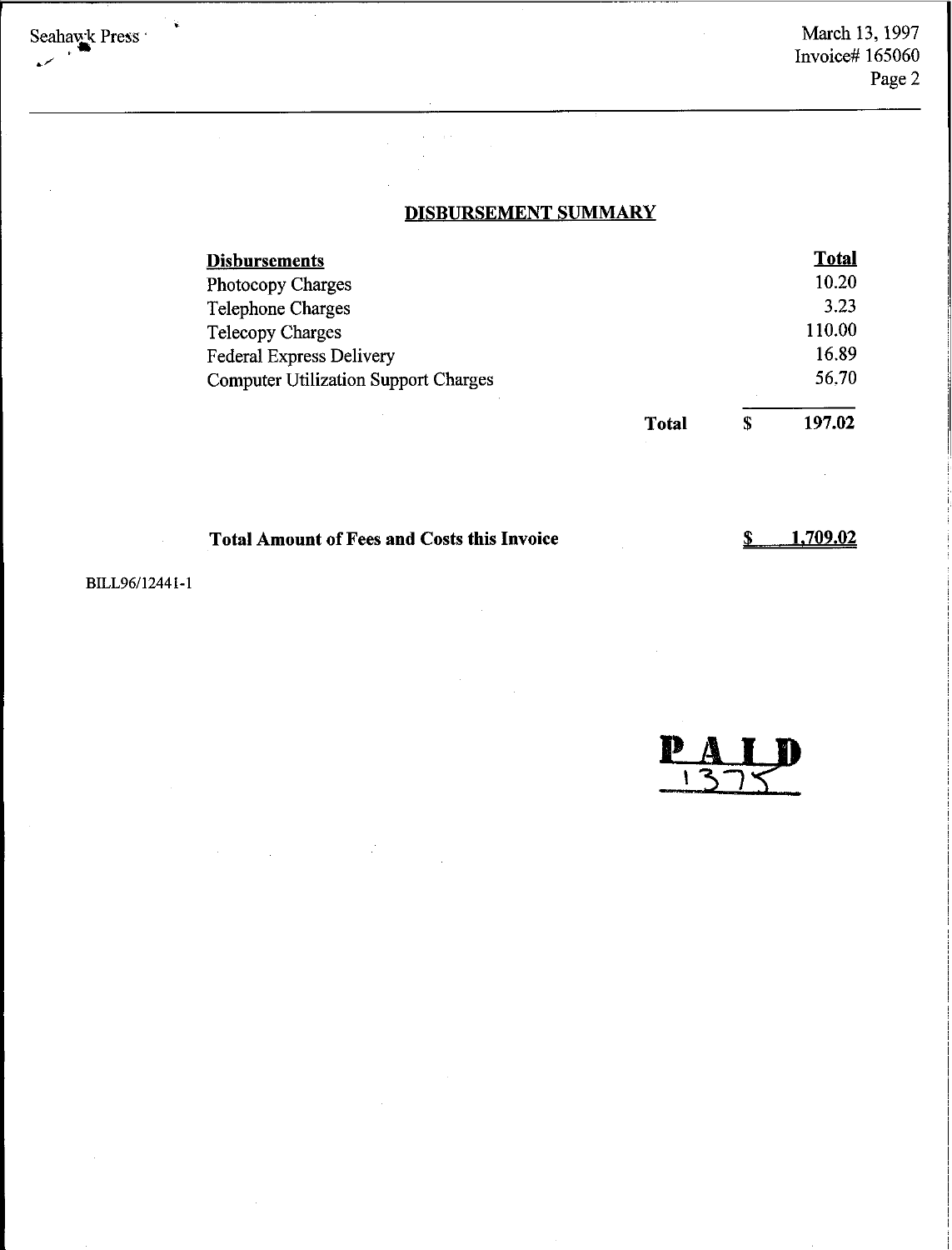Seahawk Press

March 13, 1997
Invoice# 165060

## DISBURSEMENT SUMMARY

| Disbursements | | | Total |
|---|---|---|---|
| Photocopy Charges | | | 10.20 |
| Telephone Charges | | | 3.23 |
| Telecopy Charges | | | 110.00 |
| Federal Express Delivery | | | 16.89 |
| Computer Utilization Support Charges | | | 56.70 |
| | **Total** | **$** | **197.02** |

**Total Amount of Fees and Costs this Invoice** **$ 1,709.02**

BILL96/12441-1

PAID
1375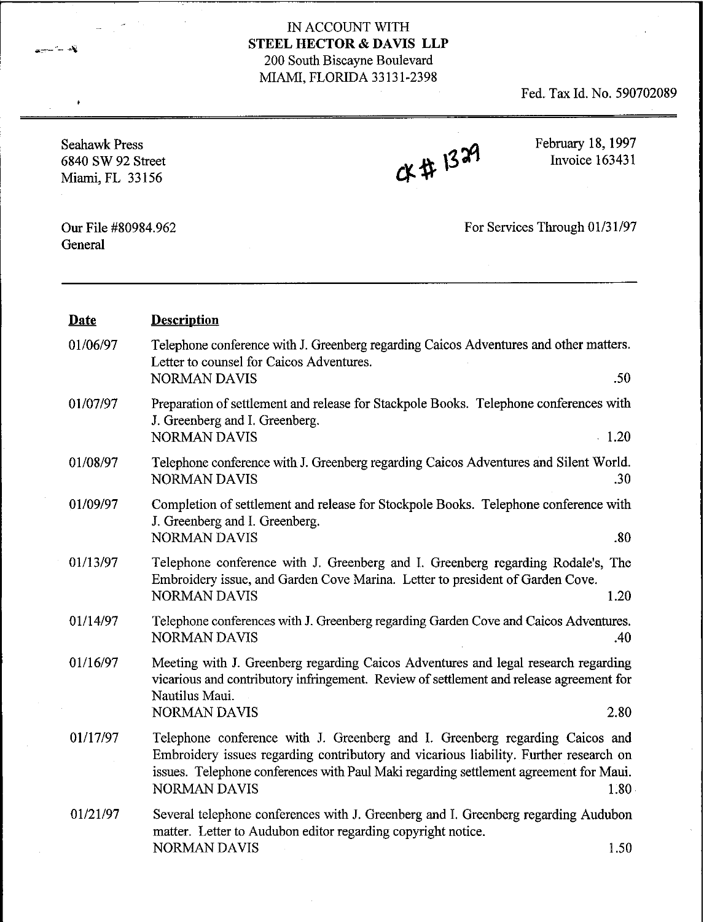IN ACCOUNT WITH
**STEEL HECTOR & DAVIS LLP**
200 South Biscayne Boulevard
MIAMI, FLORIDA 33131-2398

Fed. Tax Id. No. 590702089

Seahawk Press
6840 SW 92 Street
Miami, FL 33156

CK # 1329

February 18, 1997
Invoice 163431

Our File #80984.962
General

For Services Through 01/31/97

| **Date** | **Description** | |
|---|---|---|
| 01/06/97 | Telephone conference with J. Greenberg regarding Caicos Adventures and other matters. Letter to counsel for Caicos Adventures.<br>NORMAN DAVIS | .50 |
| 01/07/97 | Preparation of settlement and release for Stackpole Books. Telephone conferences with J. Greenberg and I. Greenberg.<br>NORMAN DAVIS | 1.20 |
| 01/08/97 | Telephone conference with J. Greenberg regarding Caicos Adventures and Silent World.<br>NORMAN DAVIS | .30 |
| 01/09/97 | Completion of settlement and release for Stockpole Books. Telephone conference with J. Greenberg and I. Greenberg.<br>NORMAN DAVIS | .80 |
| 01/13/97 | Telephone conference with J. Greenberg and I. Greenberg regarding Rodale's, The Embroidery issue, and Garden Cove Marina. Letter to president of Garden Cove.<br>NORMAN DAVIS | 1.20 |
| 01/14/97 | Telephone conferences with J. Greenberg regarding Garden Cove and Caicos Adventures.<br>NORMAN DAVIS | .40 |
| 01/16/97 | Meeting with J. Greenberg regarding Caicos Adventures and legal research regarding vicarious and contributory infringement. Review of settlement and release agreement for Nautilus Maui.<br>NORMAN DAVIS | 2.80 |
| 01/17/97 | Telephone conference with J. Greenberg and I. Greenberg regarding Caicos and Embroidery issues regarding contributory and vicarious liability. Further research on issues. Telephone conferences with Paul Maki regarding settlement agreement for Maui.<br>NORMAN DAVIS | 1.80 |
| 01/21/97 | Several telephone conferences with J. Greenberg and I. Greenberg regarding Audubon matter. Letter to Audubon editor regarding copyright notice.<br>NORMAN DAVIS | 1.50 |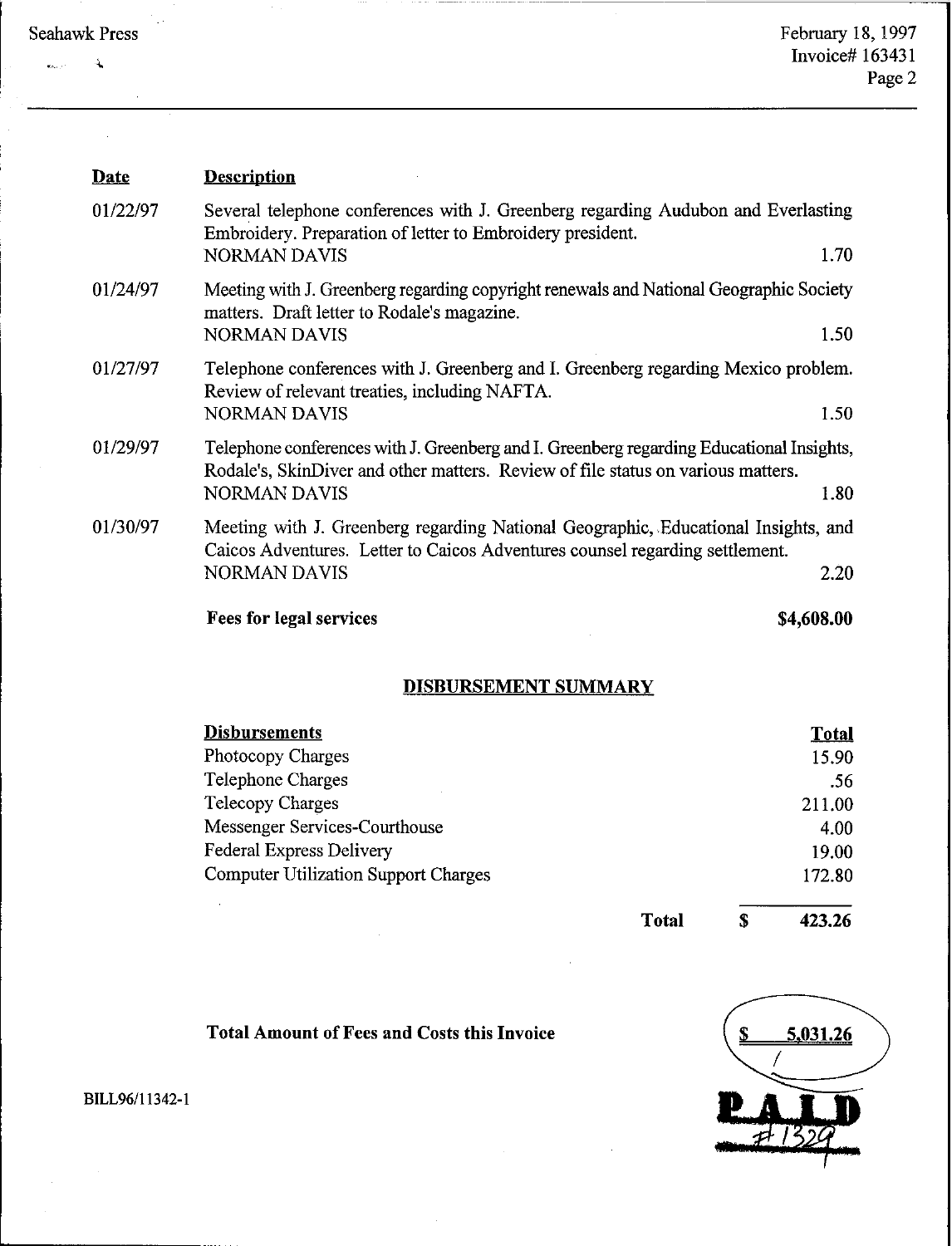| Date | Description | |
|---|---|---|
| 01/22/97 | Several telephone conferences with J. Greenberg regarding Audubon and Everlasting Embroidery. Preparation of letter to Embroidery president.<br>NORMAN DAVIS | 1.70 |
| 01/24/97 | Meeting with J. Greenberg regarding copyright renewals and National Geographic Society matters. Draft letter to Rodale's magazine.<br>NORMAN DAVIS | 1.50 |
| 01/27/97 | Telephone conferences with J. Greenberg and I. Greenberg regarding Mexico problem. Review of relevant treaties, including NAFTA.<br>NORMAN DAVIS | 1.50 |
| 01/29/97 | Telephone conferences with J. Greenberg and I. Greenberg regarding Educational Insights, Rodale's, SkinDiver and other matters. Review of file status on various matters.<br>NORMAN DAVIS | 1.80 |
| 01/30/97 | Meeting with J. Greenberg regarding National Geographic, Educational Insights, and Caicos Adventures. Letter to Caicos Adventures counsel regarding settlement.<br>NORMAN DAVIS | 2.20 |

**Fees for legal services** **$4,608.00**

## DISBURSEMENT SUMMARY

| Disbursements | Total |
|---|---|
| Photocopy Charges | 15.90 |
| Telephone Charges | .56 |
| Telecopy Charges | 211.00 |
| Messenger Services-Courthouse | 4.00 |
| Federal Express Delivery | 19.00 |
| Computer Utilization Support Charges | 172.80 |
| **Total** | **$ 423.26** |

**Total Amount of Fees and Costs this Invoice** **$ 5,031.26**

PAID #1329

BILL96/11342-1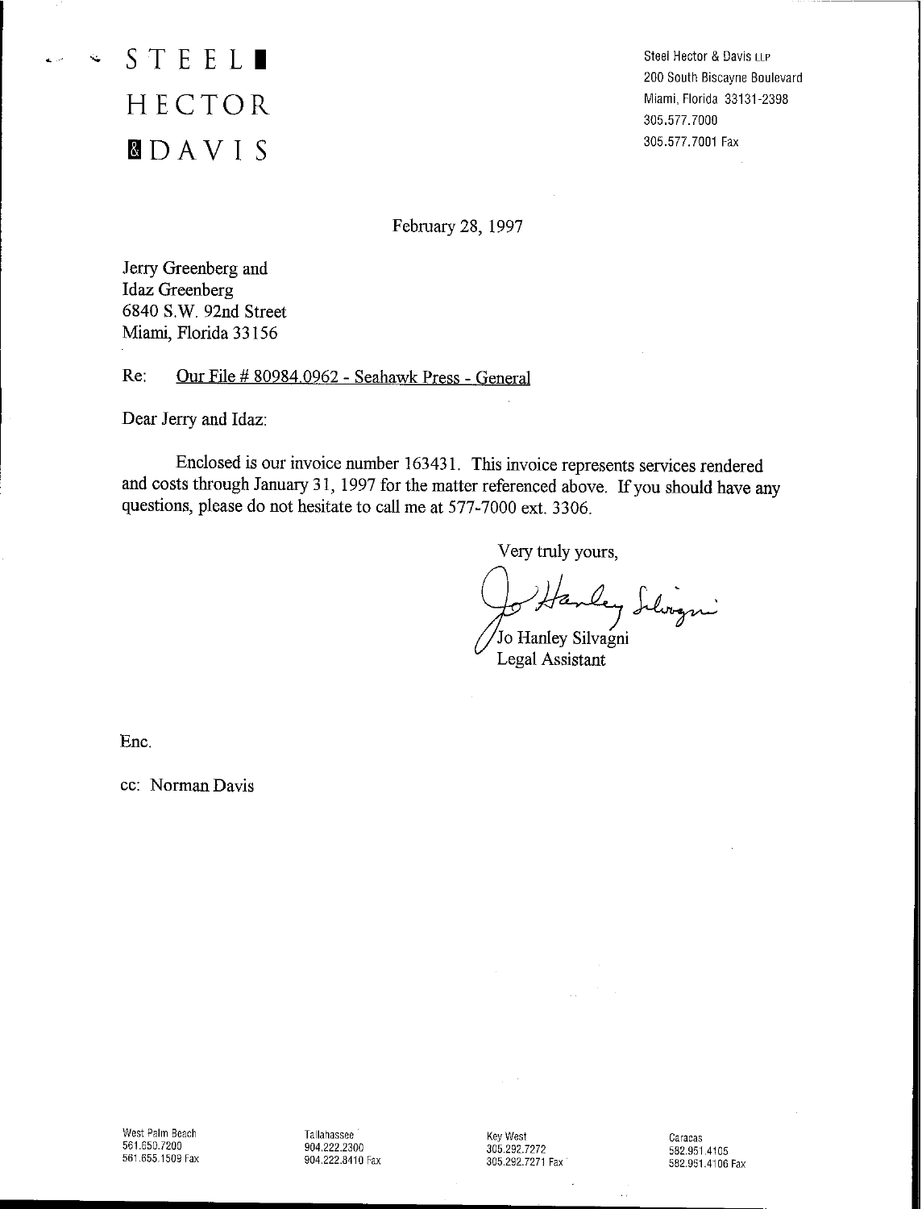# STEEL HECTOR & DAVIS

Steel Hector & Davis LLP
200 South Biscayne Boulevard
Miami, Florida 33131-2398
305.577.7000
305.577.7001 Fax

February 28, 1997

Jerry Greenberg and
Idaz Greenberg
6840 S.W. 92nd Street
Miami, Florida 33156

Re: Our File # 80984.0962 - Seahawk Press - General

Dear Jerry and Idaz:

Enclosed is our invoice number 163431. This invoice represents services rendered and costs through January 31, 1997 for the matter referenced above. If you should have any questions, please do not hesitate to call me at 577-7000 ext. 3306.

Very truly yours,

Jo Hanley Silvagni
Jo Hanley Silvagni
Legal Assistant

Enc.

cc: Norman Davis

West Palm Beach
561.650.7200
561.655.1509 Fax

Tallahassee
904.222.2300
904.222.8410 Fax

Key West
305.292.7272
305.292.7271 Fax

Caracas
582.951.4105
582.951.4106 Fax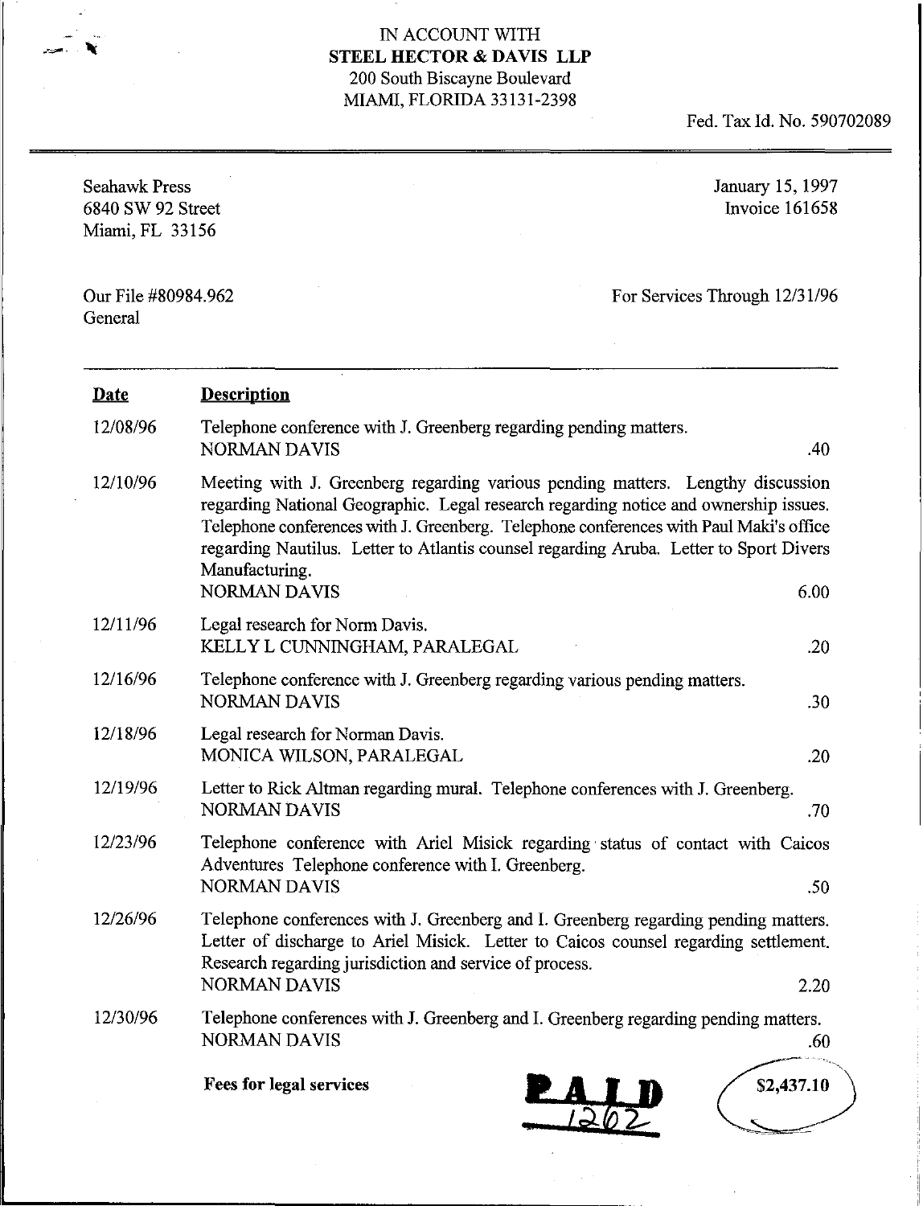IN ACCOUNT WITH
**STEEL HECTOR & DAVIS LLP**
200 South Biscayne Boulevard
MIAMI, FLORIDA 33131-2398

Fed. Tax Id. No. 590702089

Seahawk Press
6840 SW 92 Street
Miami, FL 33156

January 15, 1997
Invoice 161658

Our File #80984.962
General

For Services Through 12/31/96

| **Date** | **Description** | |
|---|---|---|
| 12/08/96 | Telephone conference with J. Greenberg regarding pending matters.<br>NORMAN DAVIS | .40 |
| 12/10/96 | Meeting with J. Greenberg regarding various pending matters. Lengthy discussion regarding National Geographic. Legal research regarding notice and ownership issues. Telephone conferences with J. Greenberg. Telephone conferences with Paul Maki's office regarding Nautilus. Letter to Atlantis counsel regarding Aruba. Letter to Sport Divers Manufacturing.<br>NORMAN DAVIS | 6.00 |
| 12/11/96 | Legal research for Norm Davis.<br>KELLY L CUNNINGHAM, PARALEGAL | .20 |
| 12/16/96 | Telephone conference with J. Greenberg regarding various pending matters.<br>NORMAN DAVIS | .30 |
| 12/18/96 | Legal research for Norman Davis.<br>MONICA WILSON, PARALEGAL | .20 |
| 12/19/96 | Letter to Rick Altman regarding mural. Telephone conferences with J. Greenberg.<br>NORMAN DAVIS | .70 |
| 12/23/96 | Telephone conference with Ariel Misick regarding status of contact with Caicos Adventures Telephone conference with I. Greenberg.<br>NORMAN DAVIS | .50 |
| 12/26/96 | Telephone conferences with J. Greenberg and I. Greenberg regarding pending matters. Letter of discharge to Ariel Misick. Letter to Caicos counsel regarding settlement. Research regarding jurisdiction and service of process.<br>NORMAN DAVIS | 2.20 |
| 12/30/96 | Telephone conferences with J. Greenberg and I. Greenberg regarding pending matters.<br>NORMAN DAVIS | .60 |

**Fees for legal services** **$2,437.10**

PAID
1262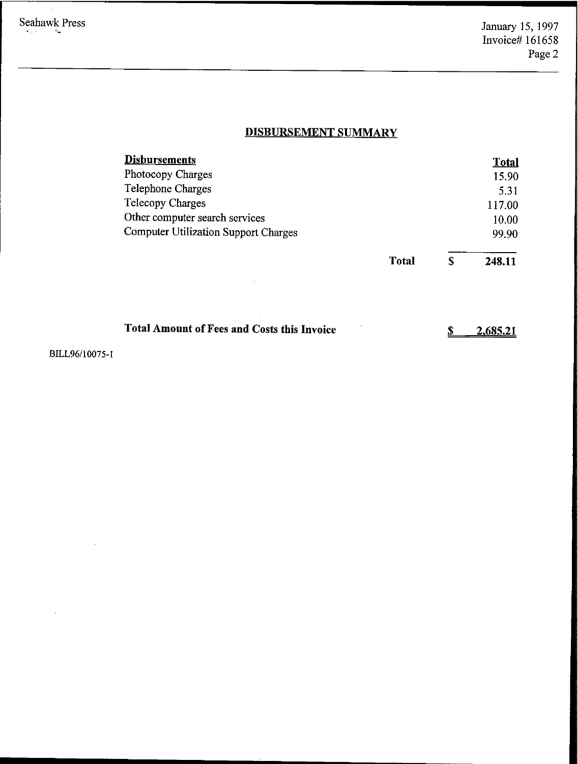## DISBURSEMENT SUMMARY

| Disbursements | | Total |
|---|---|---|
| Photocopy Charges | | 15.90 |
| Telephone Charges | | 5.31 |
| Telecopy Charges | | 117.00 |
| Other computer search services | | 10.00 |
| Computer Utilization Support Charges | | 99.90 |
| | **Total** | **$ 248.11** |

**Total Amount of Fees and Costs this Invoice** **$ 2,685.21**

BILL96/10075-1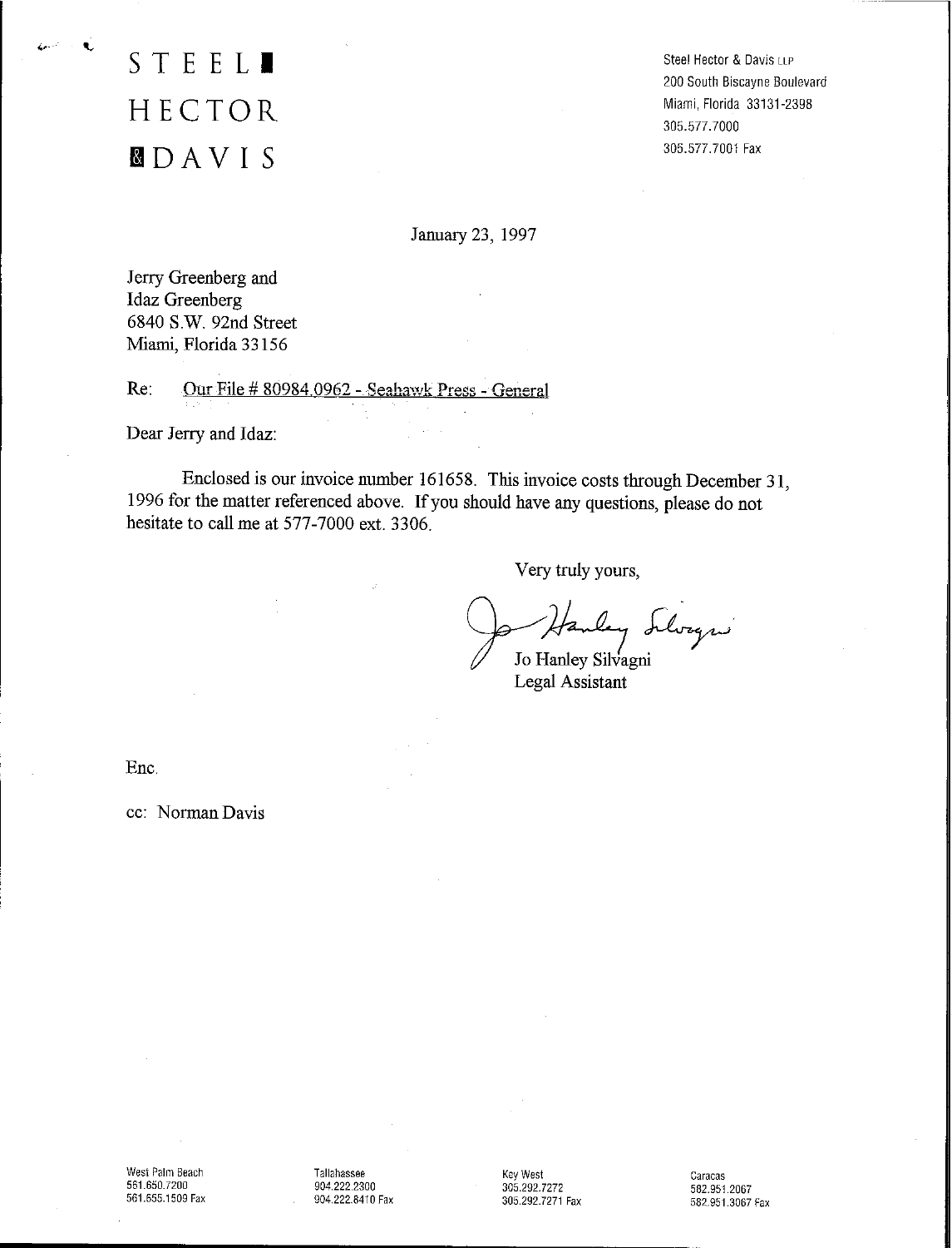STEEL
HECTOR
& DAVIS

Steel Hector & Davis LLP
200 South Biscayne Boulevard
Miami, Florida 33131-2398
305.577.7000
305.577.7001 Fax

January 23, 1997

Jerry Greenberg and
Idaz Greenberg
6840 S.W. 92nd Street
Miami, Florida 33156

Re: Our File # 80984.0962 - Seahawk Press - General

Dear Jerry and Idaz:

Enclosed is our invoice number 161658. This invoice costs through December 31, 1996 for the matter referenced above. If you should have any questions, please do not hesitate to call me at 577-7000 ext. 3306.

Very truly yours,

Jo Hanley Silvagni

Jo Hanley Silvagni
Legal Assistant

Enc.

cc: Norman Davis

West Palm Beach
561.650.7200
561.655.1509 Fax

Tallahassee
904.222.2300
904.222.8410 Fax

Key West
305.292.7272
305.292.7271 Fax

Caracas
582.951.2067
582.951.3067 Fax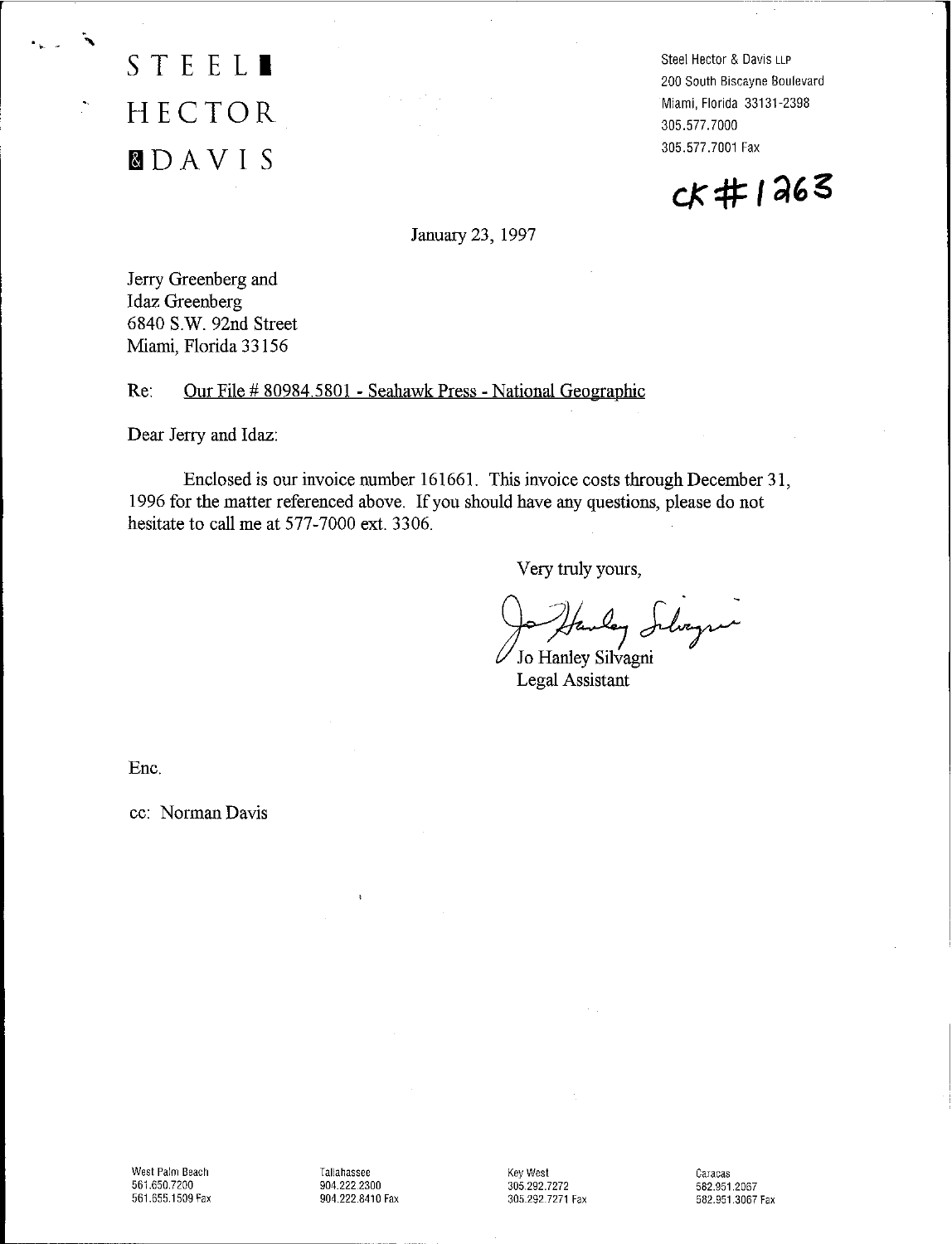STEEL
HECTOR
& DAVIS

Steel Hector & Davis LLP
200 South Biscayne Boulevard
Miami, Florida 33131-2398
305.577.7000
305.577.7001 Fax

CK # 1263

January 23, 1997

Jerry Greenberg and
Idaz Greenberg
6840 S.W. 92nd Street
Miami, Florida 33156

Re: Our File # 80984.5801 - Seahawk Press - National Geographic

Dear Jerry and Idaz:

Enclosed is our invoice number 161661. This invoice costs through December 31, 1996 for the matter referenced above. If you should have any questions, please do not hesitate to call me at 577-7000 ext. 3306.

Very truly yours,

Jo Hanley Silvagni
Legal Assistant

Enc.

cc: Norman Davis

West Palm Beach
561.650.7200
561.655.1509 Fax

Tallahassee
904.222.2300
904.222.8410 Fax

Key West
305.292.7272
305.292.7271 Fax

Caracas
582.951.2067
582.951.3067 Fax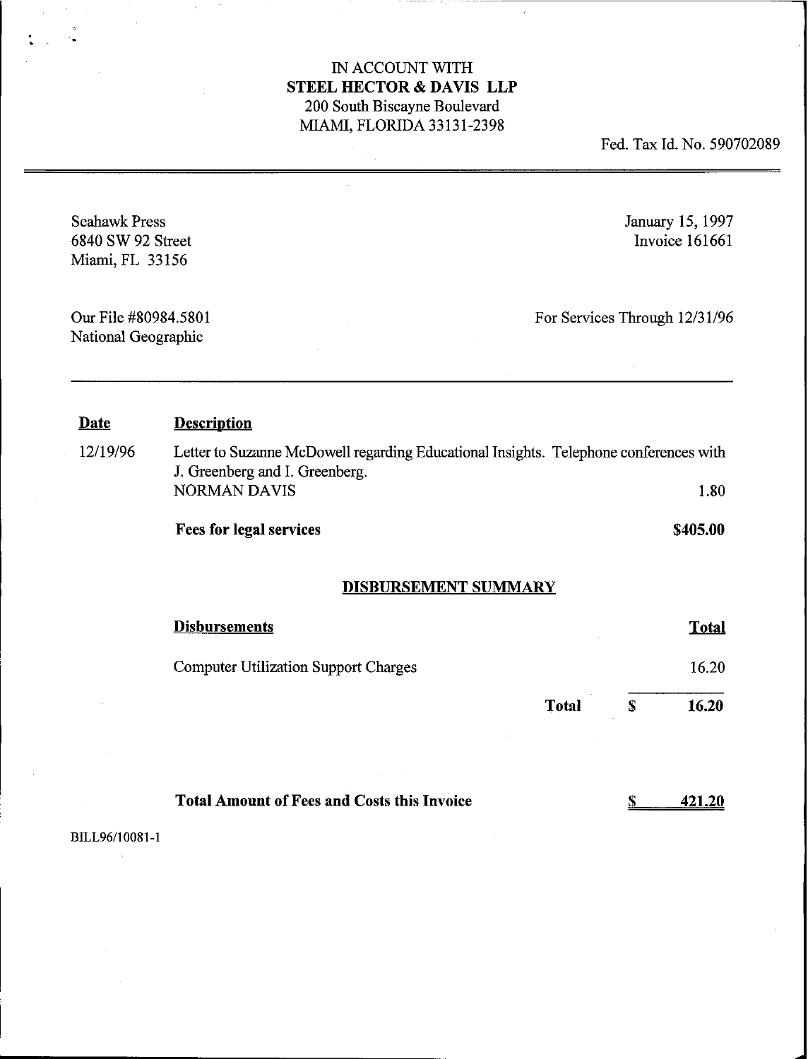IN ACCOUNT WITH
**STEEL HECTOR & DAVIS LLP**
200 South Biscayne Boulevard
MIAMI, FLORIDA 33131-2398

Fed. Tax Id. No. 590702089

---

Seahawk Press
6840 SW 92 Street
Miami, FL 33156

January 15, 1997
Invoice 161661

Our File #80984.5801
National Geographic

For Services Through 12/31/96

---

| **Date** | **Description** | |
|---|---|---|
| 12/19/96 | Letter to Suzanne McDowell regarding Educational Insights. Telephone conferences with J. Greenberg and I. Greenberg. | |
| | NORMAN DAVIS | 1.80 |
| | **Fees for legal services** | **$405.00** |

## DISBURSEMENT SUMMARY

| **Disbursements** | **Total** |
|---|---|
| Computer Utilization Support Charges | 16.20 |
| **Total** | **$ 16.20** |

**Total Amount of Fees and Costs this Invoice** **$ 421.20**

BILL96/10081-1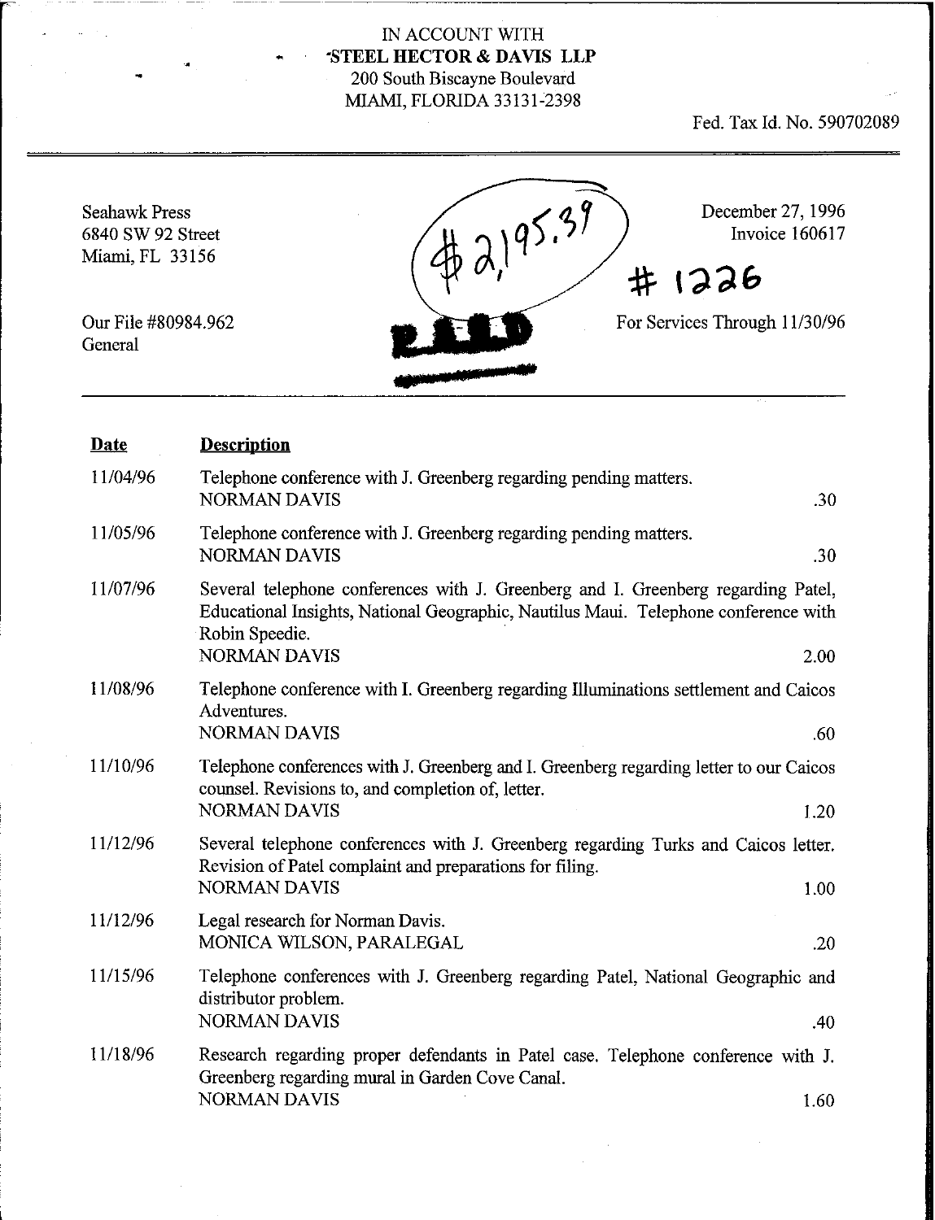IN ACCOUNT WITH
**STEEL HECTOR & DAVIS LLP**
200 South Biscayne Boulevard
MIAMI, FLORIDA 33131-2398

Fed. Tax Id. No. 590702089

Seahawk Press
6840 SW 92 Street
Miami, FL 33156

$2,195.39

December 27, 1996
Invoice 160617

#1226

Our File #80984.962
General

PAID

For Services Through 11/30/96

| Date | Description | |
|---|---|---|
| 11/04/96 | Telephone conference with J. Greenberg regarding pending matters.<br>NORMAN DAVIS | .30 |
| 11/05/96 | Telephone conference with J. Greenberg regarding pending matters.<br>NORMAN DAVIS | .30 |
| 11/07/96 | Several telephone conferences with J. Greenberg and I. Greenberg regarding Patel, Educational Insights, National Geographic, Nautilus Maui. Telephone conference with Robin Speedie.<br>NORMAN DAVIS | 2.00 |
| 11/08/96 | Telephone conference with I. Greenberg regarding Illuminations settlement and Caicos Adventures.<br>NORMAN DAVIS | .60 |
| 11/10/96 | Telephone conferences with J. Greenberg and I. Greenberg regarding letter to our Caicos counsel. Revisions to, and completion of, letter.<br>NORMAN DAVIS | 1.20 |
| 11/12/96 | Several telephone conferences with J. Greenberg regarding Turks and Caicos letter. Revision of Patel complaint and preparations for filing.<br>NORMAN DAVIS | 1.00 |
| 11/12/96 | Legal research for Norman Davis.<br>MONICA WILSON, PARALEGAL | .20 |
| 11/15/96 | Telephone conferences with J. Greenberg regarding Patel, National Geographic and distributor problem.<br>NORMAN DAVIS | .40 |
| 11/18/96 | Research regarding proper defendants in Patel case. Telephone conference with J. Greenberg regarding mural in Garden Cove Canal.<br>NORMAN DAVIS | 1.60 |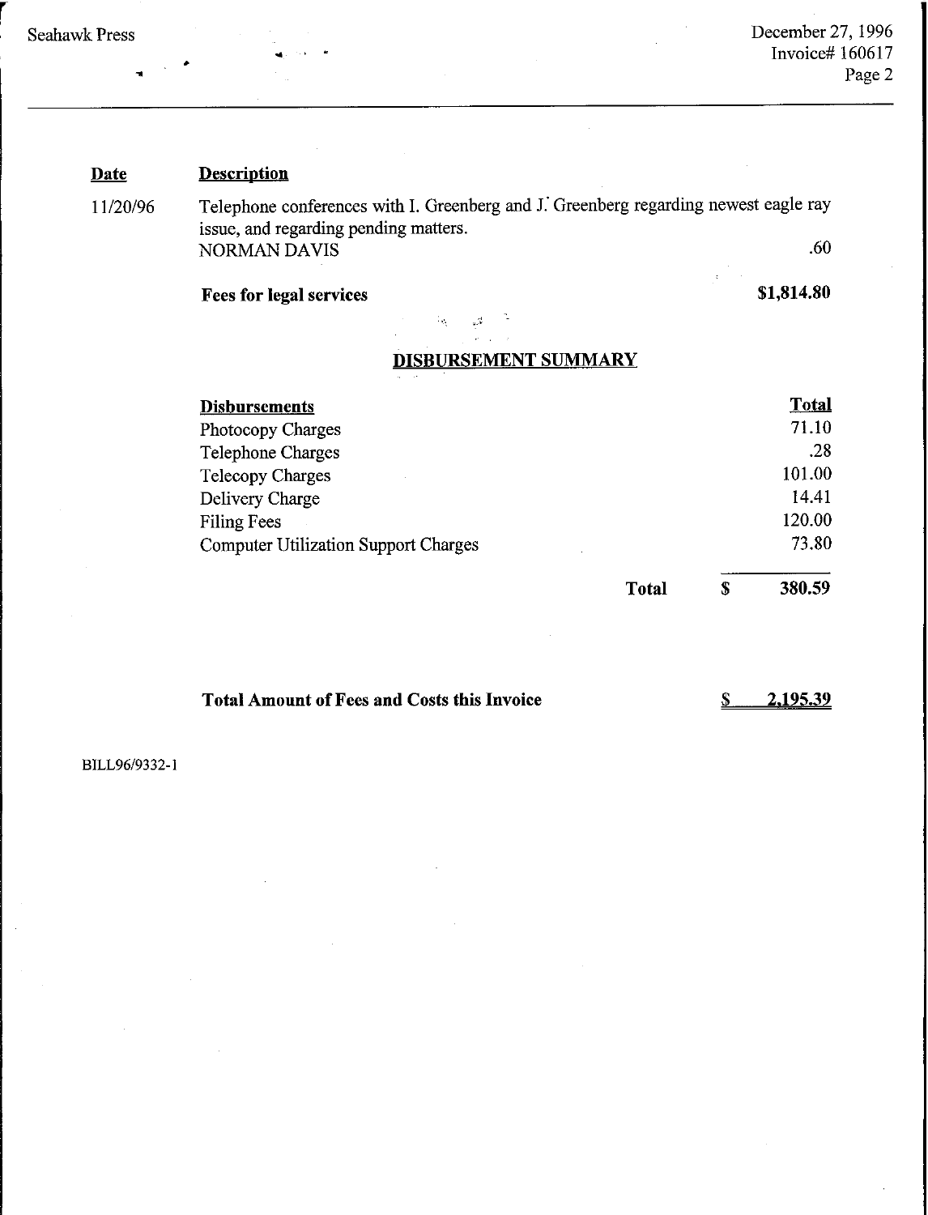| Date | Description | |
|---|---|---|
| 11/20/96 | Telephone conferences with I. Greenberg and J. Greenberg regarding newest eagle ray issue, and regarding pending matters.<br>NORMAN DAVIS | .60 |
| | **Fees for legal services** | **$1,814.80** |

## DISBURSEMENT SUMMARY

| Disbursements | | Total |
|---|---|---|
| Photocopy Charges | | 71.10 |
| Telephone Charges | | .28 |
| Telecopy Charges | | 101.00 |
| Delivery Charge | | 14.41 |
| Filing Fees | | 120.00 |
| Computer Utilization Support Charges | | 73.80 |
| **Total** | **$** | **380.59** |

**Total Amount of Fees and Costs this Invoice** **$ 2,195.39**

BILL96/9332-1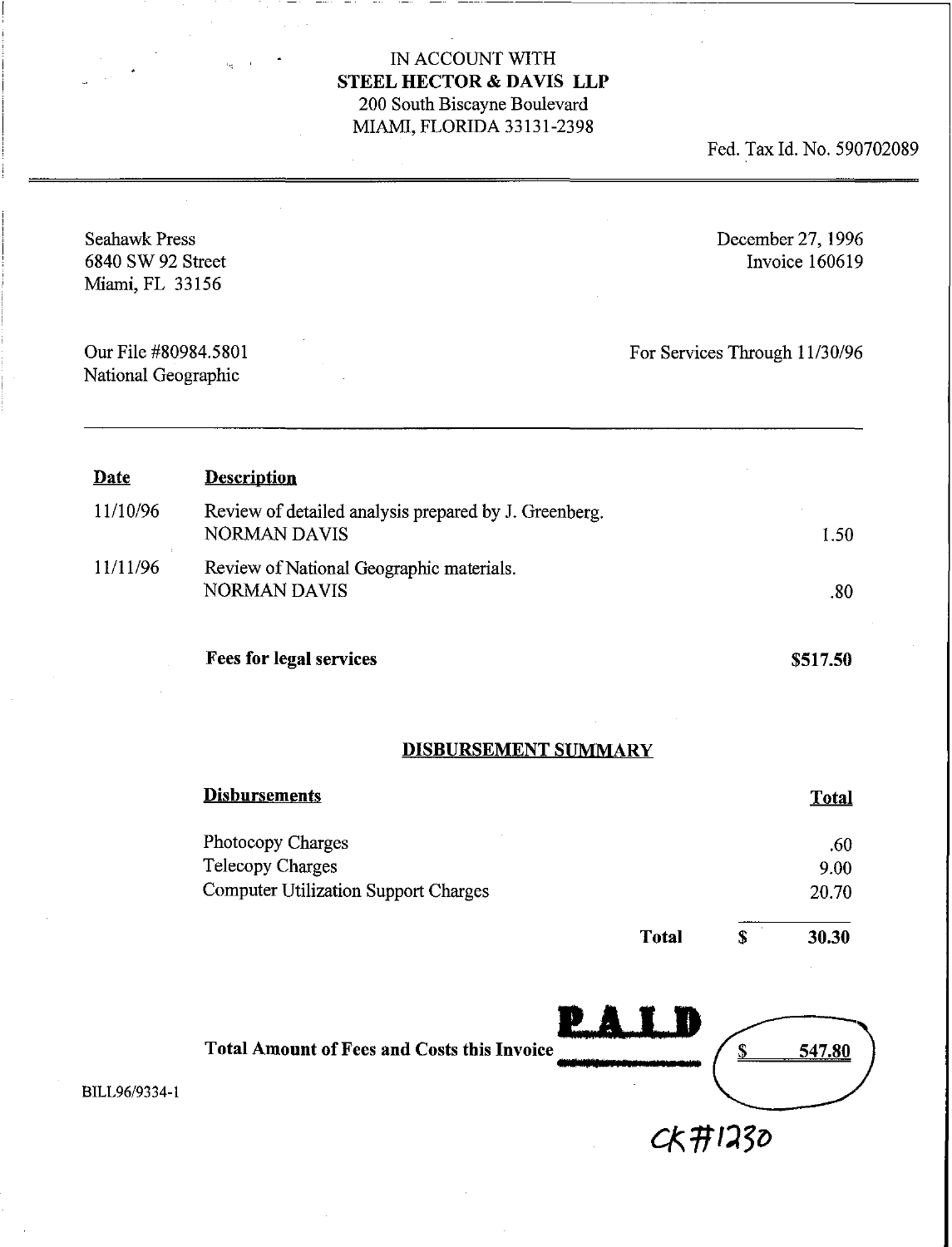IN ACCOUNT WITH
**STEEL HECTOR & DAVIS LLP**
200 South Biscayne Boulevard
MIAMI, FLORIDA 33131-2398

Fed. Tax Id. No. 590702089

---

Seahawk Press
6840 SW 92 Street
Miami, FL 33156

December 27, 1996
Invoice 160619

Our File #80984.5801
National Geographic

For Services Through 11/30/96

---

| Date | Description | |
|---|---|---|
| 11/10/96 | Review of detailed analysis prepared by J. Greenberg. NORMAN DAVIS | 1.50 |
| 11/11/96 | Review of National Geographic materials. NORMAN DAVIS | .80 |
| | **Fees for legal services** | **$517.50** |

**DISBURSEMENT SUMMARY**

| Disbursements | Total |
|---|---|
| Photocopy Charges | .60 |
| Telecopy Charges | 9.00 |
| Computer Utilization Support Charges | 20.70 |
| **Total** | **$ 30.30** |

**PAID**

**Total Amount of Fees and Costs this Invoice** $ 547.80

CK#1230

BILL96/9334-1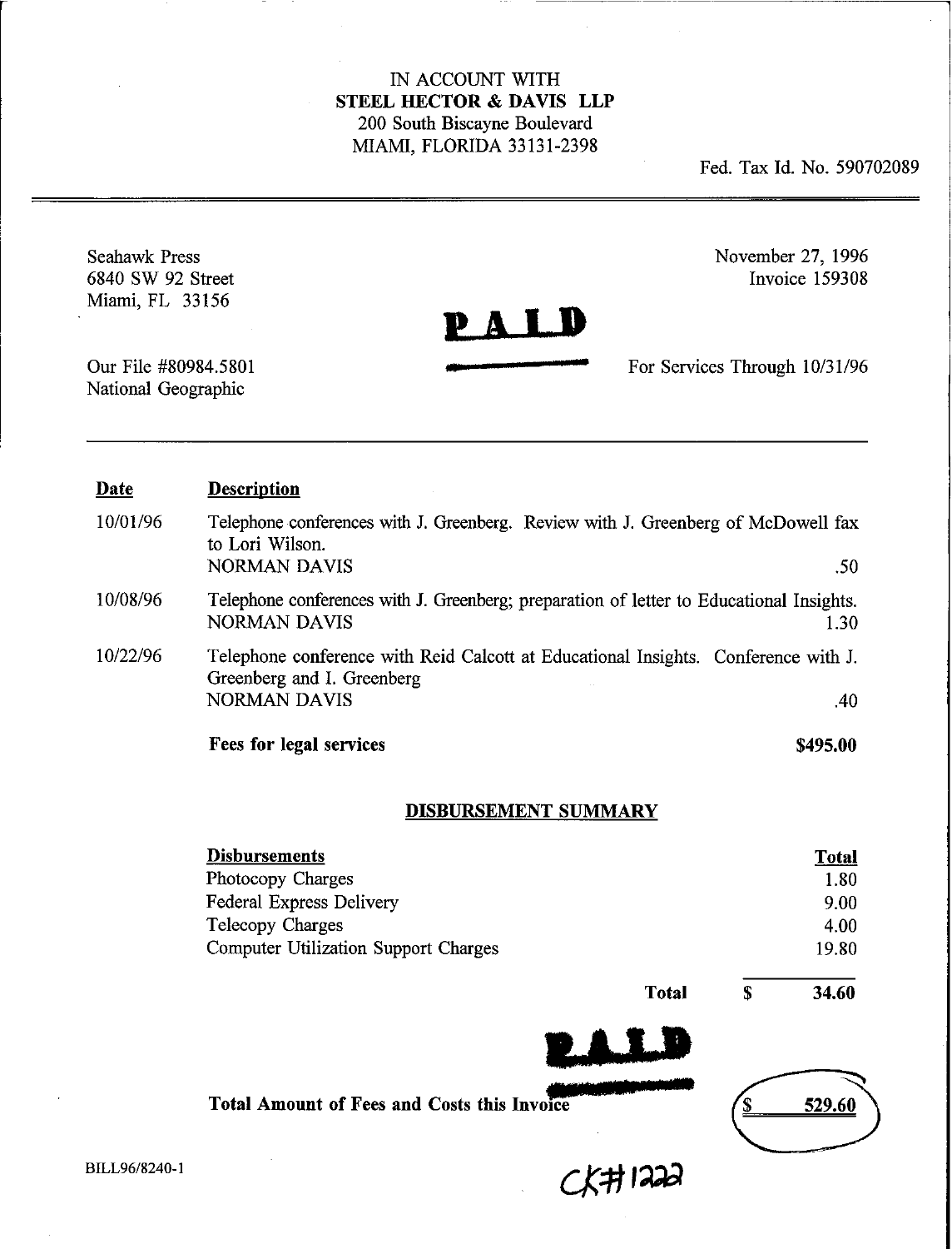IN ACCOUNT WITH
**STEEL HECTOR & DAVIS LLP**
200 South Biscayne Boulevard
MIAMI, FLORIDA 33131-2398

Fed. Tax Id. No. 590702089

Seahawk Press
6840 SW 92 Street
Miami, FL 33156

November 27, 1996
Invoice 159308

**PAID**

Our File #80984.5801
National Geographic

For Services Through 10/31/96

| Date | Description | |
|---|---|---|
| 10/01/96 | Telephone conferences with J. Greenberg. Review with J. Greenberg of McDowell fax to Lori Wilson.<br>NORMAN DAVIS | .50 |
| 10/08/96 | Telephone conferences with J. Greenberg; preparation of letter to Educational Insights.<br>NORMAN DAVIS | 1.30 |
| 10/22/96 | Telephone conference with Reid Calcott at Educational Insights. Conference with J. Greenberg and I. Greenberg<br>NORMAN DAVIS | .40 |
| | **Fees for legal services** | **$495.00** |

## DISBURSEMENT SUMMARY

| Disbursements | Total |
|---|---|
| Photocopy Charges | 1.80 |
| Federal Express Delivery | 9.00 |
| Telecopy Charges | 4.00 |
| Computer Utilization Support Charges | 19.80 |
| **Total** | **$ 34.60** |

**PAID**

**Total Amount of Fees and Costs this Invoice** **$ 529.60**

BILL96/8240-1

CK# 1222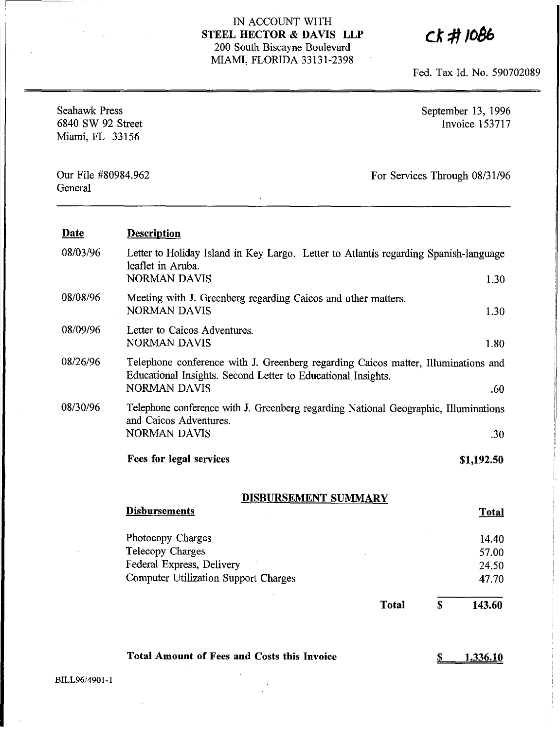IN ACCOUNT WITH
**STEEL HECTOR & DAVIS LLP**
200 South Biscayne Boulevard
MIAMI, FLORIDA 33131-2398

Ck # 1086

Fed. Tax Id. No. 590702089

Seahawk Press
6840 SW 92 Street
Miami, FL 33156

September 13, 1996
Invoice 153717

Our File #80984.962
General

For Services Through 08/31/96

| **Date** | **Description** | |
|---|---|---|
| 08/03/96 | Letter to Holiday Island in Key Largo. Letter to Atlantis regarding Spanish-language leaflet in Aruba.<br>NORMAN DAVIS | 1.30 |
| 08/08/96 | Meeting with J. Greenberg regarding Caicos and other matters.<br>NORMAN DAVIS | 1.30 |
| 08/09/96 | Letter to Caicos Adventures.<br>NORMAN DAVIS | 1.80 |
| 08/26/96 | Telephone conference with J. Greenberg regarding Caicos matter, Illuminations and Educational Insights. Second Letter to Educational Insights.<br>NORMAN DAVIS | .60 |
| 08/30/96 | Telephone conference with J. Greenberg regarding National Geographic, Illuminations and Caicos Adventures.<br>NORMAN DAVIS | .30 |
| | **Fees for legal services** | **$1,192.50** |

**DISBURSEMENT SUMMARY**

| **Disbursements** | **Total** |
|---|---|
| Photocopy Charges | 14.40 |
| Telecopy Charges | 57.00 |
| Federal Express, Delivery | 24.50 |
| Computer Utilization Support Charges | 47.70 |
| **Total** | **$ 143.60** |

**Total Amount of Fees and Costs this Invoice** **$ 1,336.10**

BILL96/4901-1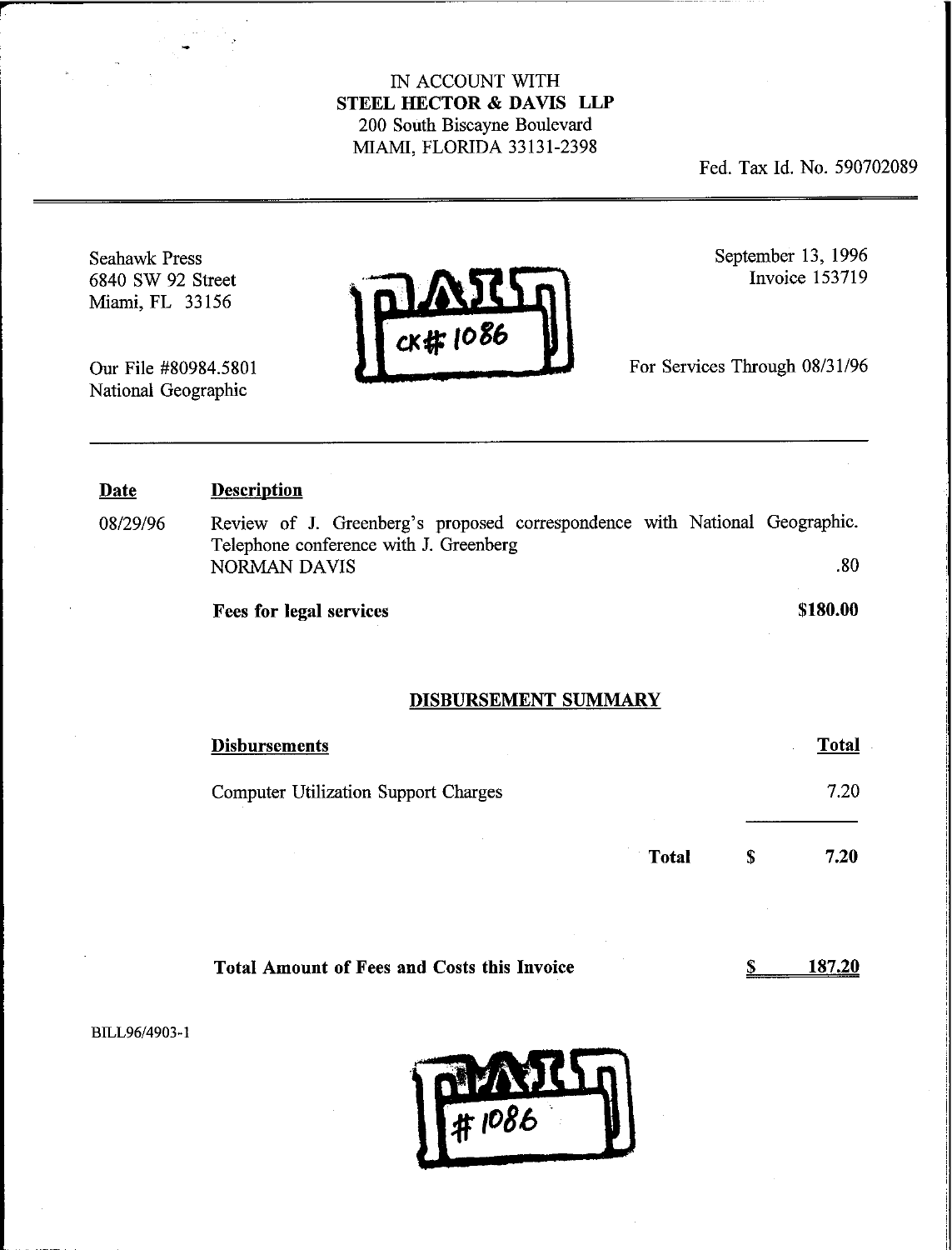IN ACCOUNT WITH
**STEEL HECTOR & DAVIS LLP**
200 South Biscayne Boulevard
MIAMI, FLORIDA 33131-2398

Fed. Tax Id. No. 590702089

---

Seahawk Press
6840 SW 92 Street
Miami, FL 33156

PAID CK# 1086

September 13, 1996
Invoice 153719

Our File #80984.5801
National Geographic

For Services Through 08/31/96

---

| Date | Description | |
|---|---|---|
| 08/29/96 | Review of J. Greenberg's proposed correspondence with National Geographic. Telephone conference with J. Greenberg<br>NORMAN DAVIS | .80 |
| | **Fees for legal services** | **$180.00** |

## DISBURSEMENT SUMMARY

| Disbursements | | Total |
|---|---|---|
| Computer Utilization Support Charges | | 7.20 |
| **Total** | **$** | **7.20** |

**Total Amount of Fees and Costs this Invoice** **$ 187.20**

BILL96/4903-1

PAID #1086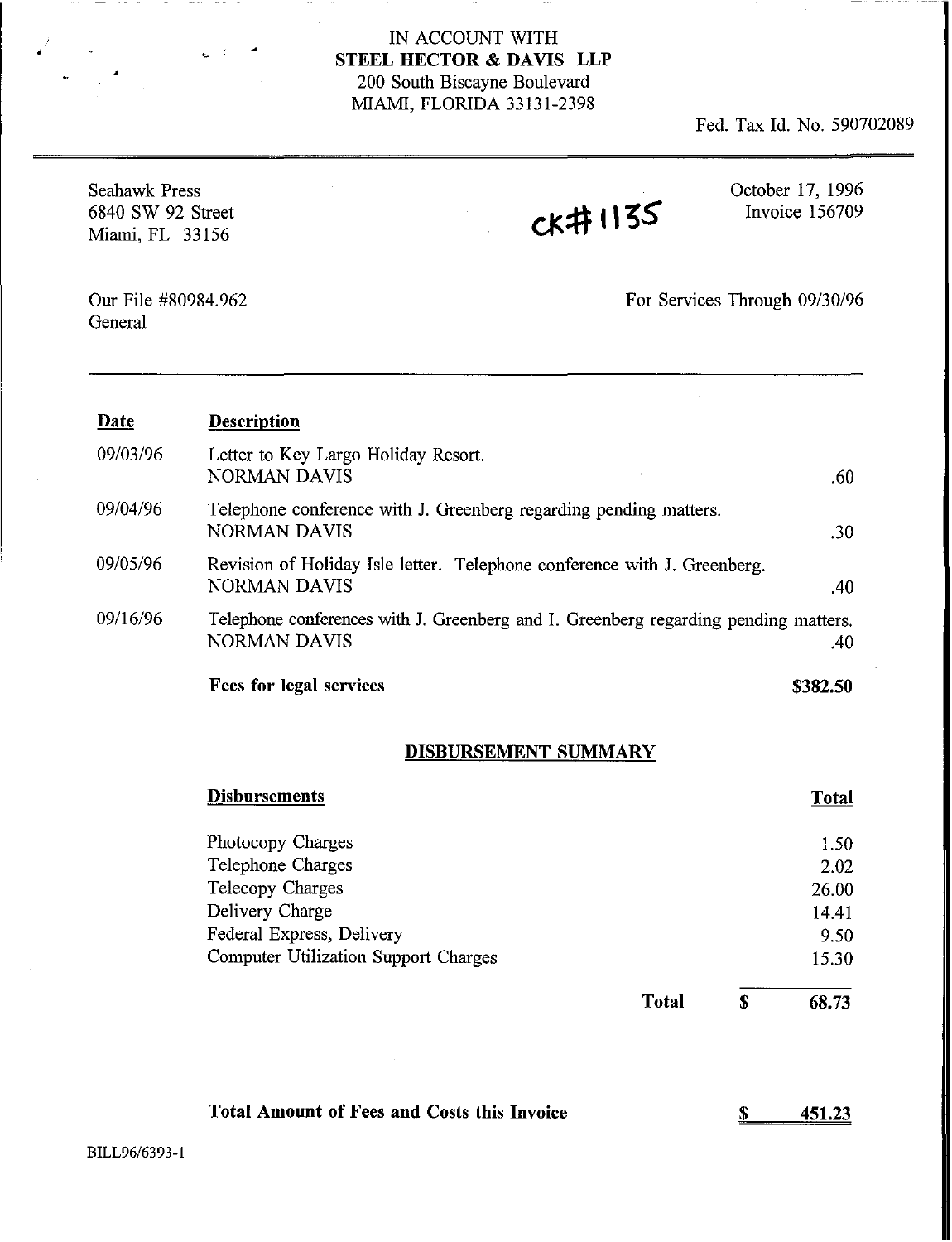IN ACCOUNT WITH
**STEEL HECTOR & DAVIS LLP**
200 South Biscayne Boulevard
MIAMI, FLORIDA 33131-2398

Fed. Tax Id. No. 590702089

Seahawk Press
6840 SW 92 Street
Miami, FL 33156

CK# 1135

October 17, 1996
Invoice 156709

Our File #80984.962
General

For Services Through 09/30/96

| Date | Description | |
|---|---|---|
| 09/03/96 | Letter to Key Largo Holiday Resort.<br>NORMAN DAVIS | .60 |
| 09/04/96 | Telephone conference with J. Greenberg regarding pending matters.<br>NORMAN DAVIS | .30 |
| 09/05/96 | Revision of Holiday Isle letter. Telephone conference with J. Greenberg.<br>NORMAN DAVIS | .40 |
| 09/16/96 | Telephone conferences with J. Greenberg and I. Greenberg regarding pending matters.<br>NORMAN DAVIS | .40 |
| | **Fees for legal services** | **$382.50** |

**DISBURSEMENT SUMMARY**

| Disbursements | Total |
|---|---|
| Photocopy Charges | 1.50 |
| Telephone Charges | 2.02 |
| Telecopy Charges | 26.00 |
| Delivery Charge | 14.41 |
| Federal Express, Delivery | 9.50 |
| Computer Utilization Support Charges | 15.30 |
| **Total** | **$ 68.73** |

**Total Amount of Fees and Costs this Invoice** **$ 451.23**

BILL96/6393-1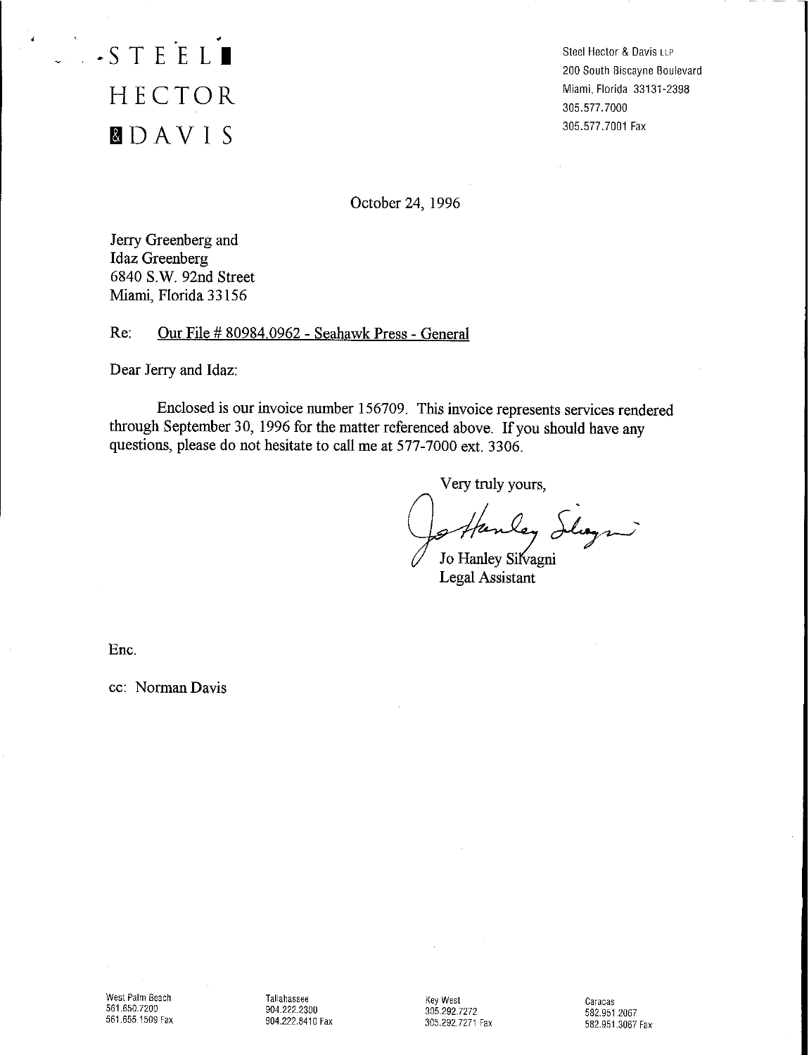STEEL
HECTOR
& DAVIS

Steel Hector & Davis LLP
200 South Biscayne Boulevard
Miami, Florida 33131-2398
305.577.7000
305.577.7001 Fax

October 24, 1996

Jerry Greenberg and
Idaz Greenberg
6840 S.W. 92nd Street
Miami, Florida 33156

Re: Our File # 80984.0962 - Seahawk Press - General

Dear Jerry and Idaz:

Enclosed is our invoice number 156709. This invoice represents services rendered through September 30, 1996 for the matter referenced above. If you should have any questions, please do not hesitate to call me at 577-7000 ext. 3306.

Very truly yours,

Jo Hanley Silvagni
Legal Assistant

Enc.

cc: Norman Davis

West Palm Beach
561.650.7200
561.655.1509 Fax

Tallahassee
904.222.2300
904.222.8410 Fax

Key West
305.292.7272
305.292.7271 Fax

Caracas
582.951.2067
582.951.3067 Fax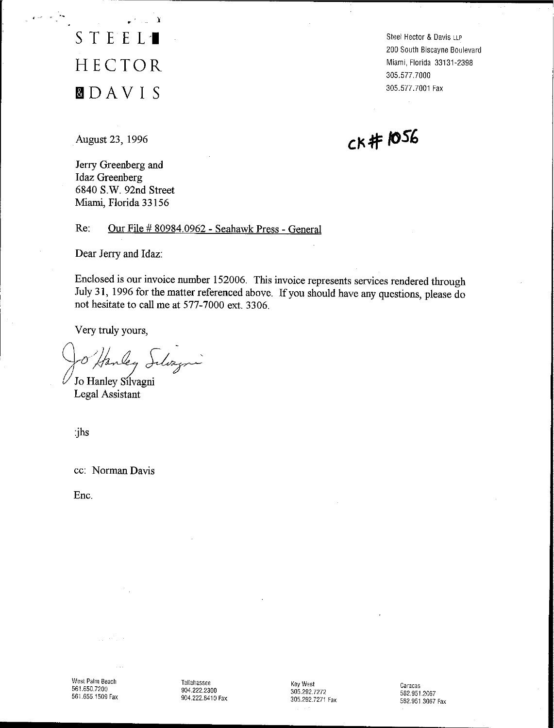# STEEL HECTOR & DAVIS

Steel Hector & Davis LLP
200 South Biscayne Boulevard
Miami, Florida 33131-2398
305.577.7000
305.577.7001 Fax

August 23, 1996

CK # 1056

Jerry Greenberg and
Idaz Greenberg
6840 S.W. 92nd Street
Miami, Florida 33156

Re: Our File # 80984.0962 - Seahawk Press - General

Dear Jerry and Idaz:

Enclosed is our invoice number 152006. This invoice represents services rendered through July 31, 1996 for the matter referenced above. If you should have any questions, please do not hesitate to call me at 577-7000 ext. 3306.

Very truly yours,

Jo Hanley Silvagni

Jo Hanley Silvagni
Legal Assistant

:jhs

cc: Norman Davis

Enc.

West Palm Beach
561.650.7200
561.655.1509 Fax

Tallahassee
904.222.2300
904.222.8410 Fax

Key West
305.292.7272
305.292.7271 Fax

Caracas
582.951.2067
582.951.3067 Fax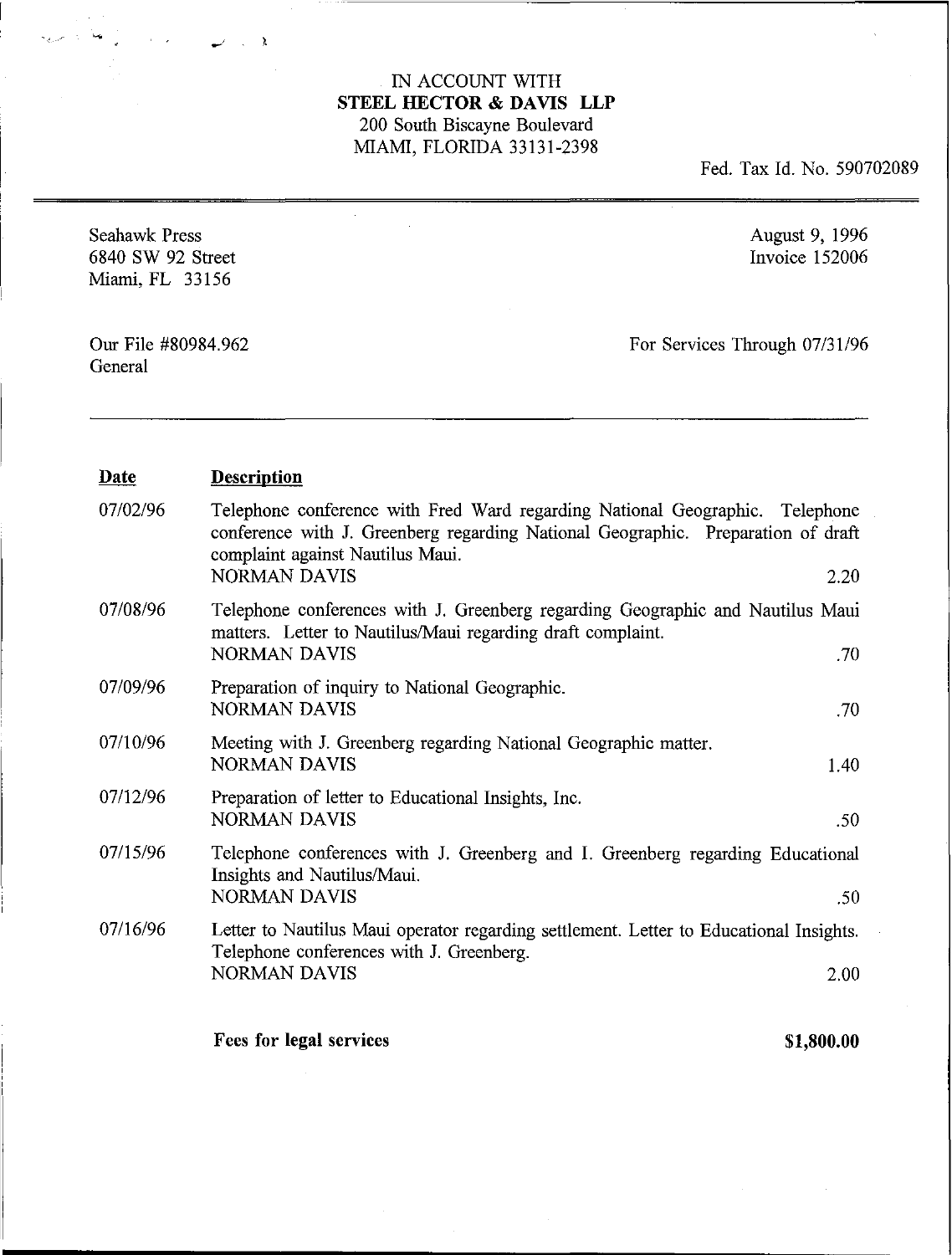IN ACCOUNT WITH
**STEEL HECTOR & DAVIS LLP**
200 South Biscayne Boulevard
MIAMI, FLORIDA 33131-2398

Fed. Tax Id. No. 590702089

Seahawk Press
6840 SW 92 Street
Miami, FL 33156

August 9, 1996
Invoice 152006

Our File #80984.962
General

For Services Through 07/31/96

| Date | Description | |
|---|---|---|
| 07/02/96 | Telephone conference with Fred Ward regarding National Geographic. Telephone conference with J. Greenberg regarding National Geographic. Preparation of draft complaint against Nautilus Maui.<br>NORMAN DAVIS | 2.20 |
| 07/08/96 | Telephone conferences with J. Greenberg regarding Geographic and Nautilus Maui matters. Letter to Nautilus/Maui regarding draft complaint.<br>NORMAN DAVIS | .70 |
| 07/09/96 | Preparation of inquiry to National Geographic.<br>NORMAN DAVIS | .70 |
| 07/10/96 | Meeting with J. Greenberg regarding National Geographic matter.<br>NORMAN DAVIS | 1.40 |
| 07/12/96 | Preparation of letter to Educational Insights, Inc.<br>NORMAN DAVIS | .50 |
| 07/15/96 | Telephone conferences with J. Greenberg and I. Greenberg regarding Educational Insights and Nautilus/Maui.<br>NORMAN DAVIS | .50 |
| 07/16/96 | Letter to Nautilus Maui operator regarding settlement. Letter to Educational Insights. Telephone conferences with J. Greenberg.<br>NORMAN DAVIS | 2.00 |

**Fees for legal services** **$1,800.00**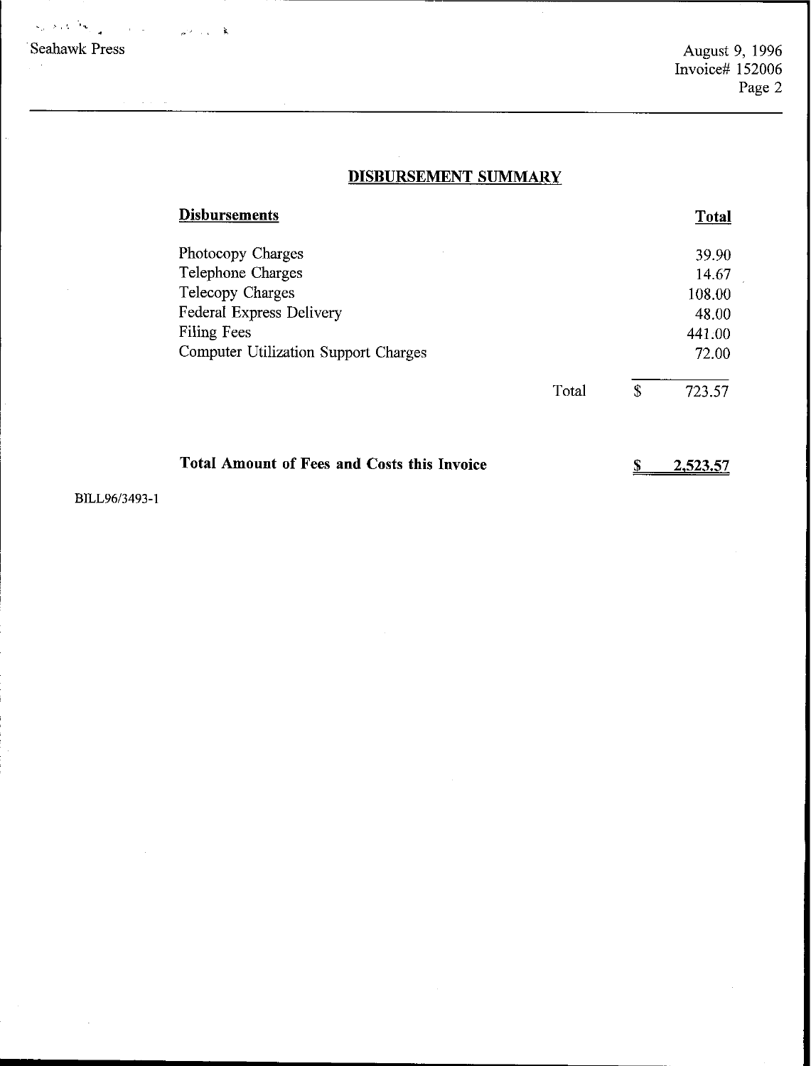## DISBURSEMENT SUMMARY

| **Disbursements** | | **Total** |
|---|---|---|
| Photocopy Charges | | 39.90 |
| Telephone Charges | | 14.67 |
| Telecopy Charges | | 108.00 |
| Federal Express Delivery | | 48.00 |
| Filing Fees | | 441.00 |
| Computer Utilization Support Charges | | 72.00 |
| | Total | $ 723.57 |

**Total Amount of Fees and Costs this Invoice** **$ 2,523.57**

BILL96/3493-1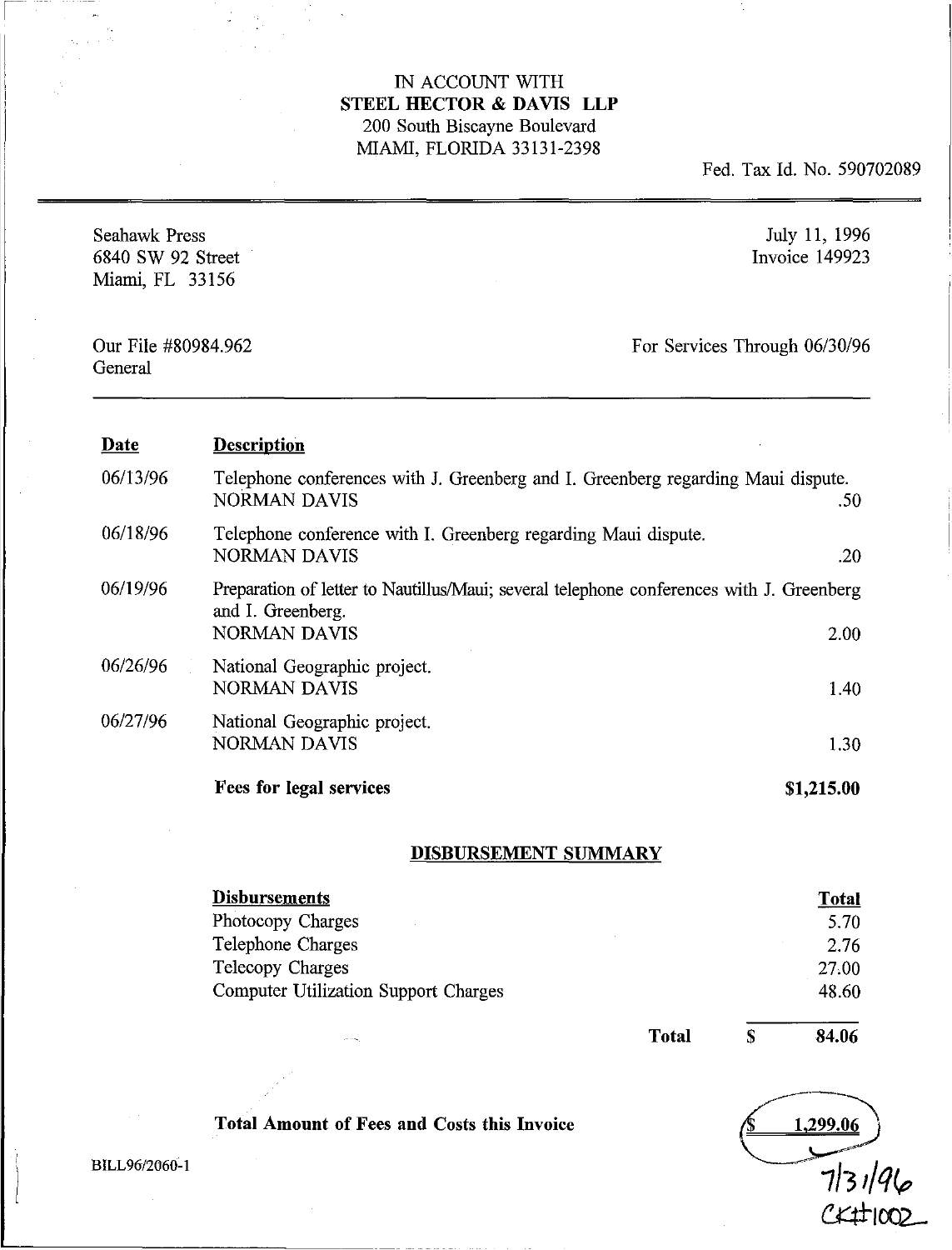IN ACCOUNT WITH
**STEEL HECTOR & DAVIS LLP**
200 South Biscayne Boulevard
MIAMI, FLORIDA 33131-2398

Fed. Tax Id. No. 590702089

Seahawk Press
6840 SW 92 Street
Miami, FL 33156

July 11, 1996
Invoice 149923

Our File #80984.962
General

For Services Through 06/30/96

| Date | Description | |
|---|---|---|
| 06/13/96 | Telephone conferences with J. Greenberg and I. Greenberg regarding Maui dispute.<br>NORMAN DAVIS | .50 |
| 06/18/96 | Telephone conference with I. Greenberg regarding Maui dispute.<br>NORMAN DAVIS | .20 |
| 06/19/96 | Preparation of letter to Nautillus/Maui; several telephone conferences with J. Greenberg and I. Greenberg.<br>NORMAN DAVIS | 2.00 |
| 06/26/96 | National Geographic project.<br>NORMAN DAVIS | 1.40 |
| 06/27/96 | National Geographic project.<br>NORMAN DAVIS | 1.30 |
| | **Fees for legal services** | **$1,215.00** |

## DISBURSEMENT SUMMARY

| Disbursements | Total |
|---|---|
| Photocopy Charges | 5.70 |
| Telephone Charges | 2.76 |
| Telecopy Charges | 27.00 |
| Computer Utilization Support Charges | 48.60 |
| **Total** | **$ 84.06** |

**Total Amount of Fees and Costs this Invoice** **$ 1,299.06**

7/31/96
CK#1002

BILL96/2060-1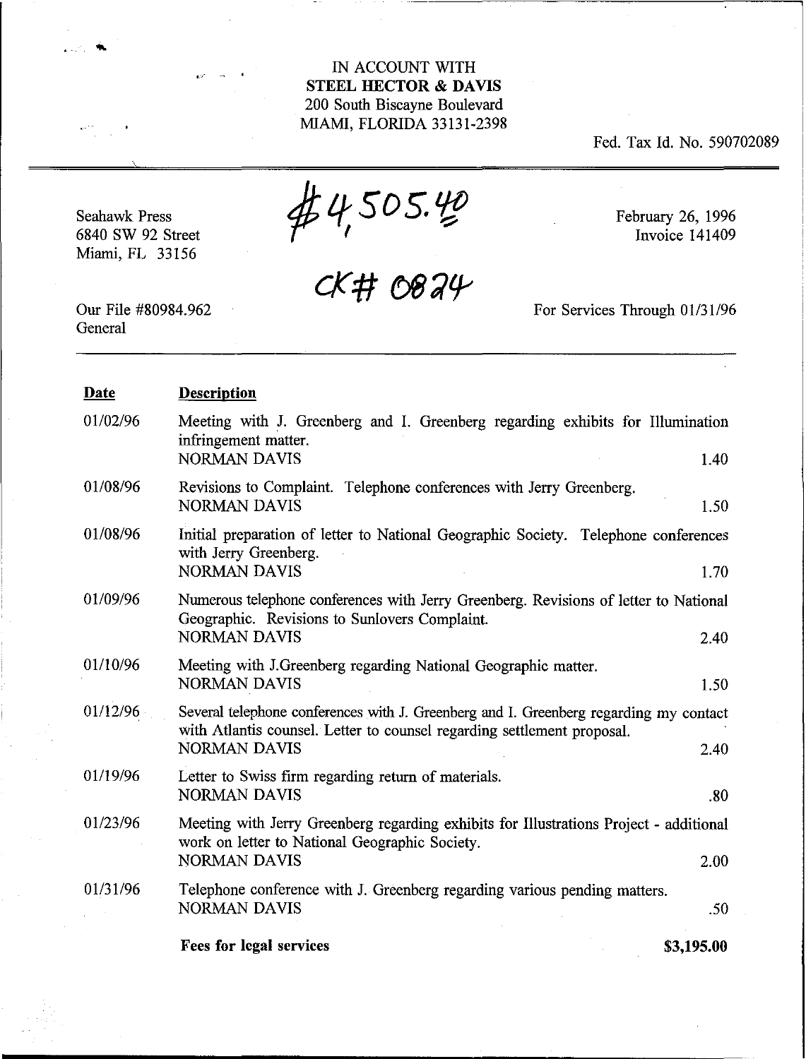IN ACCOUNT WITH
**STEEL HECTOR & DAVIS**
200 South Biscayne Boulevard
MIAMI, FLORIDA 33131-2398

Fed. Tax Id. No. 590702089

Seahawk Press
6840 SW 92 Street
Miami, FL 33156

$4,505.40

CK# 0824

February 26, 1996
Invoice 141409

Our File #80984.962
General

For Services Through 01/31/96

| Date | Description | |
|---|---|---|
| 01/02/96 | Meeting with J. Greenberg and I. Greenberg regarding exhibits for Illumination infringement matter.<br>NORMAN DAVIS | 1.40 |
| 01/08/96 | Revisions to Complaint. Telephone conferences with Jerry Greenberg.<br>NORMAN DAVIS | 1.50 |
| 01/08/96 | Initial preparation of letter to National Geographic Society. Telephone conferences with Jerry Greenberg.<br>NORMAN DAVIS | 1.70 |
| 01/09/96 | Numerous telephone conferences with Jerry Greenberg. Revisions of letter to National Geographic. Revisions to Sunlovers Complaint.<br>NORMAN DAVIS | 2.40 |
| 01/10/96 | Meeting with J.Greenberg regarding National Geographic matter.<br>NORMAN DAVIS | 1.50 |
| 01/12/96 | Several telephone conferences with J. Greenberg and I. Greenberg regarding my contact with Atlantis counsel. Letter to counsel regarding settlement proposal.<br>NORMAN DAVIS | 2.40 |
| 01/19/96 | Letter to Swiss firm regarding return of materials.<br>NORMAN DAVIS | .80 |
| 01/23/96 | Meeting with Jerry Greenberg regarding exhibits for Illustrations Project - additional work on letter to National Geographic Society.<br>NORMAN DAVIS | 2.00 |
| 01/31/96 | Telephone conference with J. Greenberg regarding various pending matters.<br>NORMAN DAVIS | .50 |
| | **Fees for legal services** | **$3,195.00** |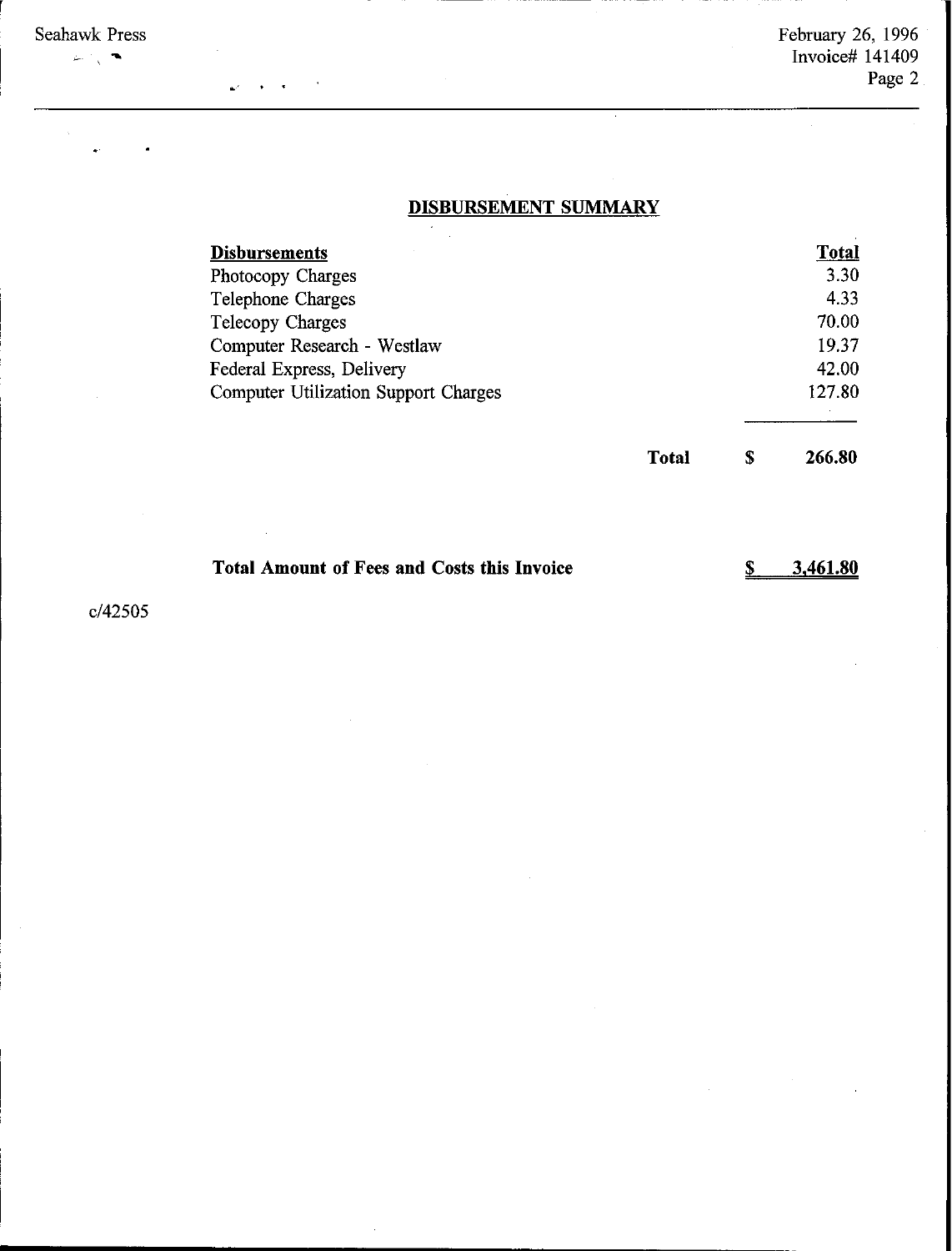## DISBURSEMENT SUMMARY

| Disbursements | | | Total |
|---|---|---|---|
| Photocopy Charges | | | 3.30 |
| Telephone Charges | | | 4.33 |
| Telecopy Charges | | | 70.00 |
| Computer Research - Westlaw | | | 19.37 |
| Federal Express, Delivery | | | 42.00 |
| Computer Utilization Support Charges | | | 127.80 |
| | **Total** | **$** | **266.80** |

**Total Amount of Fees and Costs this Invoice** **$ 3,461.80**

c/42505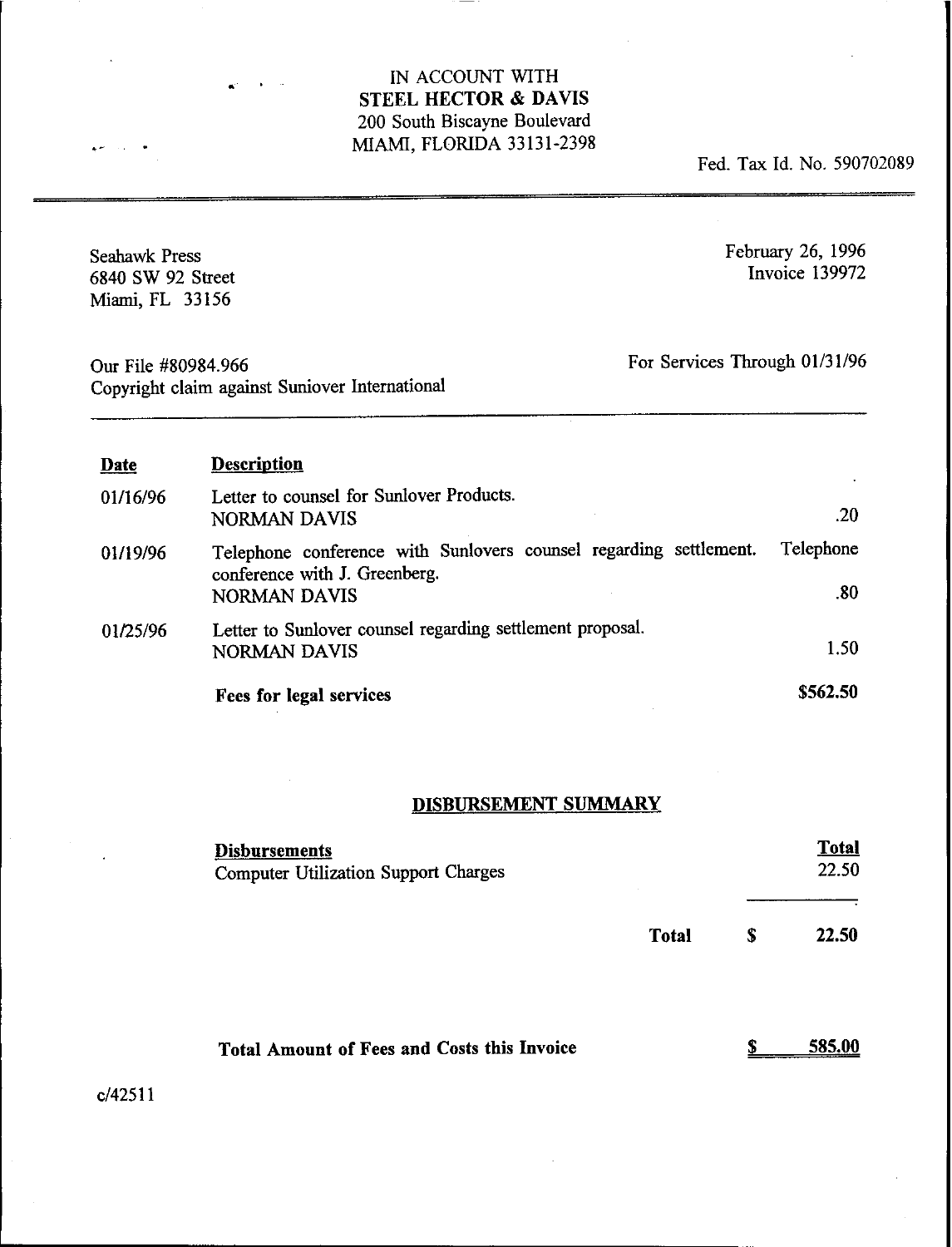IN ACCOUNT WITH
**STEEL HECTOR & DAVIS**
200 South Biscayne Boulevard
MIAMI, FLORIDA 33131-2398

Fed. Tax Id. No. 590702089

---

Seahawk Press
6840 SW 92 Street
Miami, FL 33156

February 26, 1996
Invoice 139972

Our File #80984.966
Copyright claim against Suniover International

For Services Through 01/31/96

---

| Date | Description | |
|---|---|---|
| 01/16/96 | Letter to counsel for Sunlover Products. NORMAN DAVIS | .20 |
| 01/19/96 | Telephone conference with Sunlovers counsel regarding settlement. Telephone conference with J. Greenberg. NORMAN DAVIS | .80 |
| 01/25/96 | Letter to Sunlover counsel regarding settlement proposal. NORMAN DAVIS | 1.50 |
| | **Fees for legal services** | **$562.50** |

## DISBURSEMENT SUMMARY

| Disbursements | Total |
|---|---|
| Computer Utilization Support Charges | 22.50 |
| **Total** | **$ 22.50** |

**Total Amount of Fees and Costs this Invoice** **$ 585.00**

c/42511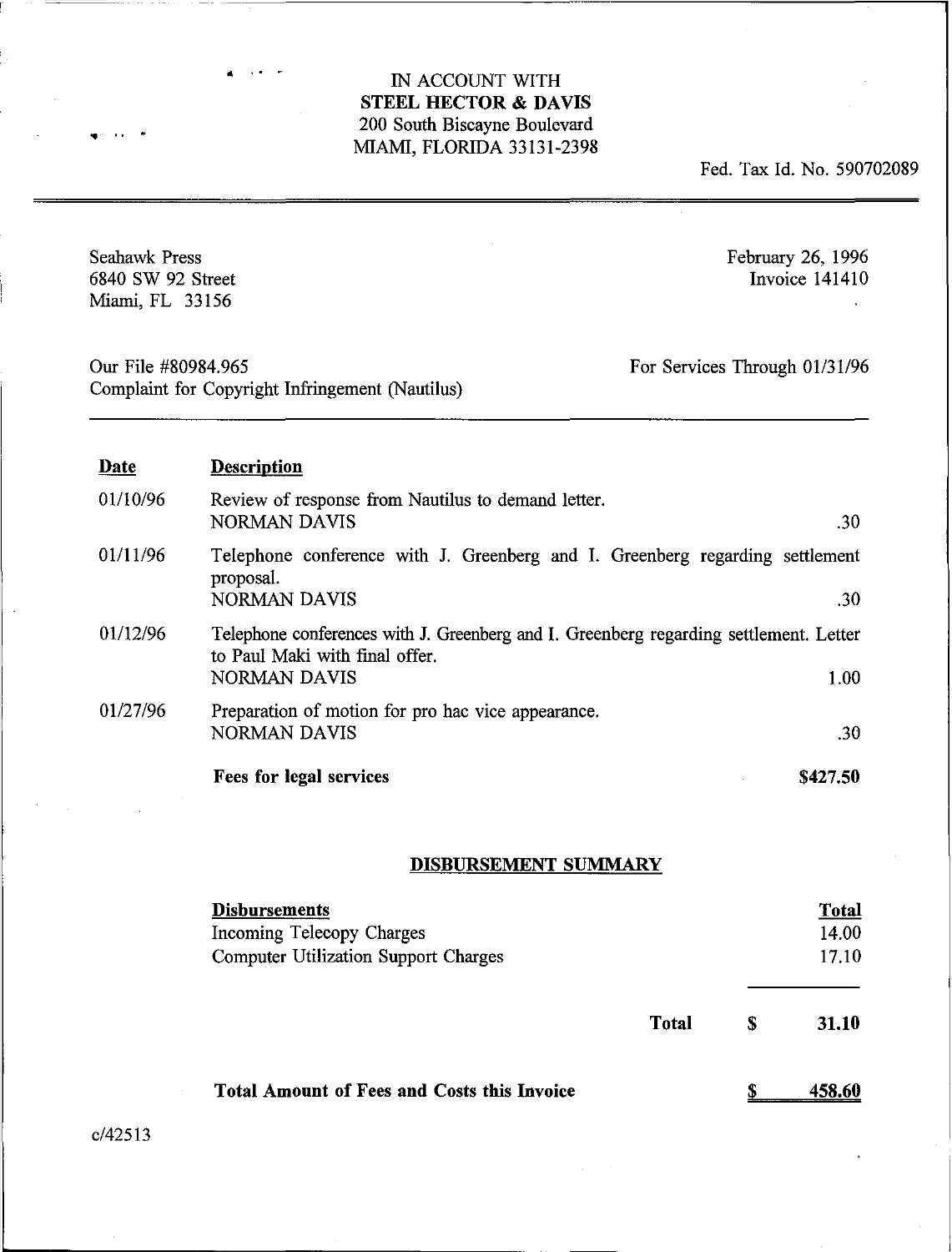IN ACCOUNT WITH
**STEEL HECTOR & DAVIS**
200 South Biscayne Boulevard
MIAMI, FLORIDA 33131-2398

Fed. Tax Id. No. 590702089

Seahawk Press
6840 SW 92 Street
Miami, FL 33156

February 26, 1996
Invoice 141410

Our File #80984.965
Complaint for Copyright Infringement (Nautilus)

For Services Through 01/31/96

| Date | Description | |
|---|---|---|
| 01/10/96 | Review of response from Nautilus to demand letter.<br>NORMAN DAVIS | .30 |
| 01/11/96 | Telephone conference with J. Greenberg and I. Greenberg regarding settlement proposal.<br>NORMAN DAVIS | .30 |
| 01/12/96 | Telephone conferences with J. Greenberg and I. Greenberg regarding settlement. Letter to Paul Maki with final offer.<br>NORMAN DAVIS | 1.00 |
| 01/27/96 | Preparation of motion for pro hac vice appearance.<br>NORMAN DAVIS | .30 |
| | **Fees for legal services** | **$427.50** |

## DISBURSEMENT SUMMARY

| Disbursements | | Total |
|---|---|---|
| Incoming Telecopy Charges | | 14.00 |
| Computer Utilization Support Charges | | 17.10 |
| **Total** | **$** | **31.10** |

**Total Amount of Fees and Costs this Invoice** **$ 458.60**

c/42513